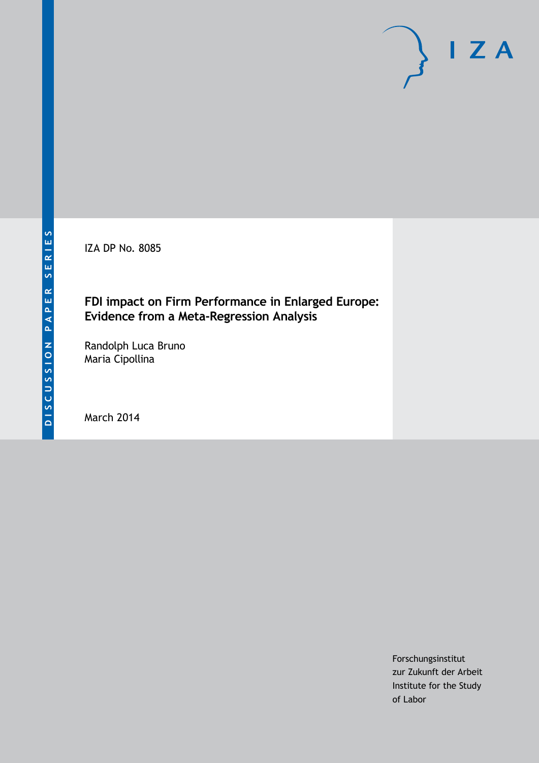DISCUSSION PAPER SERIES

IZA DP No. 8085

# FDI impact on Firm Performance in Enlarged Europe: Evidence from a Meta-Regression Analysis

Randolph Luca Bruno
Maria Cipollina

March 2014

Forschungsinstitut
zur Zukunft der Arbeit
Institute for the Study
of Labor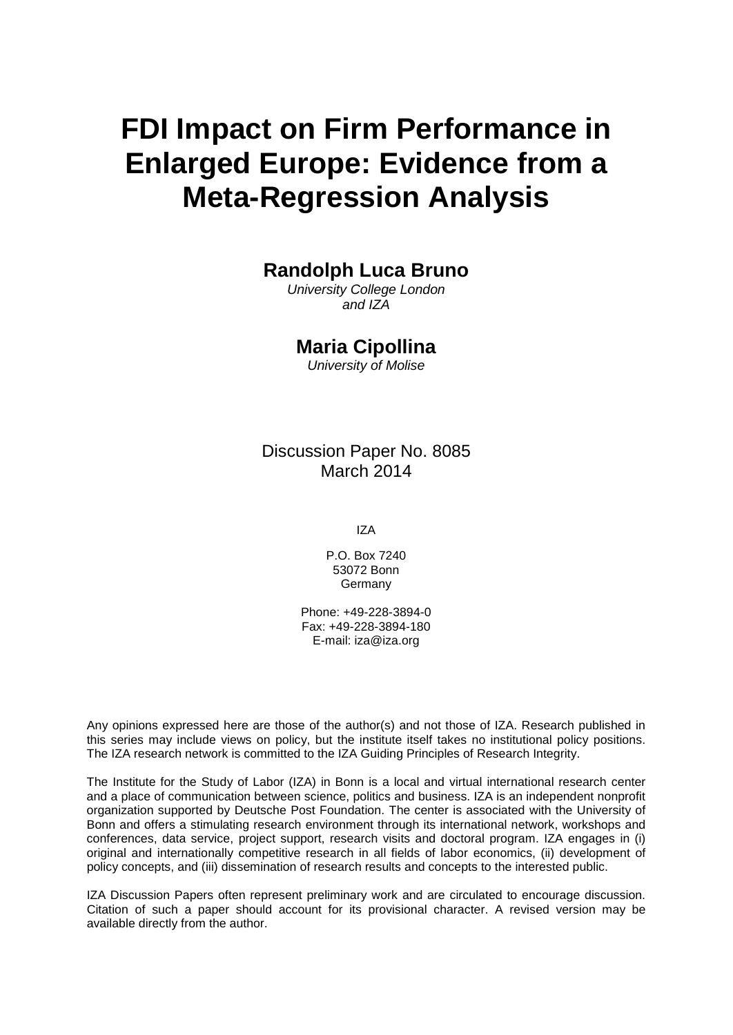# FDI Impact on Firm Performance in Enlarged Europe: Evidence from a Meta-Regression Analysis

**Randolph Luca Bruno**
*University College London and IZA*

**Maria Cipollina**
*University of Molise*

Discussion Paper No. 8085
March 2014

IZA

P.O. Box 7240
53072 Bonn
Germany

Phone: +49-228-3894-0
Fax: +49-228-3894-180
E-mail: iza@iza.org

Any opinions expressed here are those of the author(s) and not those of IZA. Research published in this series may include views on policy, but the institute itself takes no institutional policy positions. The IZA research network is committed to the IZA Guiding Principles of Research Integrity.

The Institute for the Study of Labor (IZA) in Bonn is a local and virtual international research center and a place of communication between science, politics and business. IZA is an independent nonprofit organization supported by Deutsche Post Foundation. The center is associated with the University of Bonn and offers a stimulating research environment through its international network, workshops and conferences, data service, project support, research visits and doctoral program. IZA engages in (i) original and internationally competitive research in all fields of labor economics, (ii) development of policy concepts, and (iii) dissemination of research results and concepts to the interested public.

IZA Discussion Papers often represent preliminary work and are circulated to encourage discussion. Citation of such a paper should account for its provisional character. A revised version may be available directly from the author.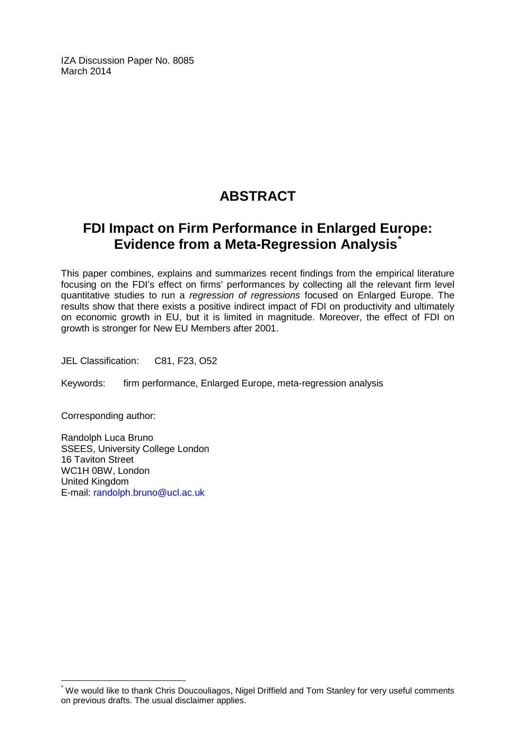IZA Discussion Paper No. 8085
March 2014

# ABSTRACT

## FDI Impact on Firm Performance in Enlarged Europe: Evidence from a Meta-Regression Analysis[*]

This paper combines, explains and summarizes recent findings from the empirical literature focusing on the FDI's effect on firms' performances by collecting all the relevant firm level quantitative studies to run a *regression of regressions* focused on Enlarged Europe. The results show that there exists a positive indirect impact of FDI on productivity and ultimately on economic growth in EU, but it is limited in magnitude. Moreover, the effect of FDI on growth is stronger for New EU Members after 2001.

JEL Classification: C81, F23, O52

Keywords: firm performance, Enlarged Europe, meta-regression analysis

Corresponding author:

Randolph Luca Bruno
SSEES, University College London
16 Taviton Street
WC1H 0BW, London
United Kingdom
E-mail: randolph.bruno@ucl.ac.uk

[*] We would like to thank Chris Doucouliagos, Nigel Driffield and Tom Stanley for very useful comments on previous drafts. The usual disclaimer applies.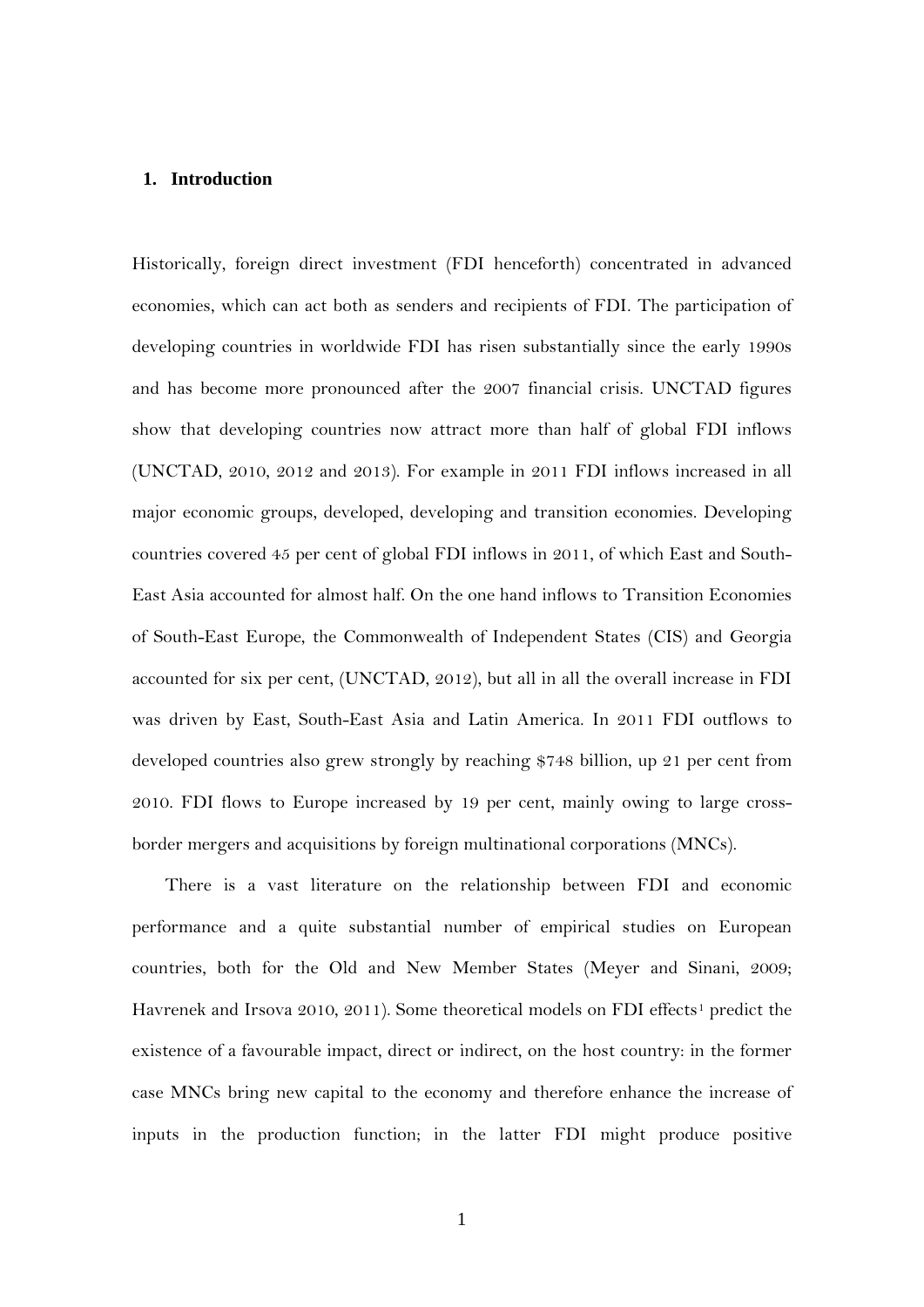# 1. Introduction

Historically, foreign direct investment (FDI henceforth) concentrated in advanced economies, which can act both as senders and recipients of FDI. The participation of developing countries in worldwide FDI has risen substantially since the early 1990s and has become more pronounced after the 2007 financial crisis. UNCTAD figures show that developing countries now attract more than half of global FDI inflows (UNCTAD, 2010, 2012 and 2013). For example in 2011 FDI inflows increased in all major economic groups, developed, developing and transition economies. Developing countries covered 45 per cent of global FDI inflows in 2011, of which East and South-East Asia accounted for almost half. On the one hand inflows to Transition Economies of South-East Europe, the Commonwealth of Independent States (CIS) and Georgia accounted for six per cent, (UNCTAD, 2012), but all in all the overall increase in FDI was driven by East, South-East Asia and Latin America. In 2011 FDI outflows to developed countries also grew strongly by reaching $748 billion, up 21 per cent from 2010. FDI flows to Europe increased by 19 per cent, mainly owing to large cross-border mergers and acquisitions by foreign multinational corporations (MNCs).

There is a vast literature on the relationship between FDI and economic performance and a quite substantial number of empirical studies on European countries, both for the Old and New Member States (Meyer and Sinani, 2009; Havrenek and Irsova 2010, 2011). Some theoretical models on FDI effects[1] predict the existence of a favourable impact, direct or indirect, on the host country: in the former case MNCs bring new capital to the economy and therefore enhance the increase of inputs in the production function; in the latter FDI might produce positive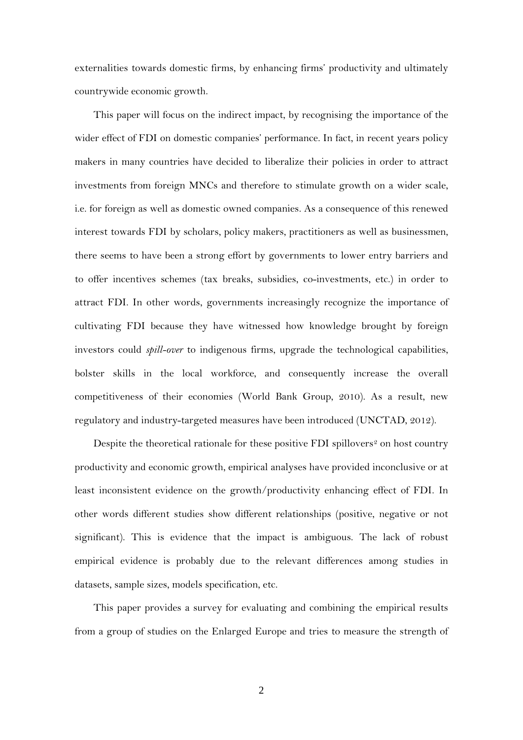externalities towards domestic firms, by enhancing firms' productivity and ultimately countrywide economic growth.

This paper will focus on the indirect impact, by recognising the importance of the wider effect of FDI on domestic companies' performance. In fact, in recent years policy makers in many countries have decided to liberalize their policies in order to attract investments from foreign MNCs and therefore to stimulate growth on a wider scale, i.e. for foreign as well as domestic owned companies. As a consequence of this renewed interest towards FDI by scholars, policy makers, practitioners as well as businessmen, there seems to have been a strong effort by governments to lower entry barriers and to offer incentives schemes (tax breaks, subsidies, co-investments, etc.) in order to attract FDI. In other words, governments increasingly recognize the importance of cultivating FDI because they have witnessed how knowledge brought by foreign investors could *spill-over* to indigenous firms, upgrade the technological capabilities, bolster skills in the local workforce, and consequently increase the overall competitiveness of their economies (World Bank Group, 2010). As a result, new regulatory and industry-targeted measures have been introduced (UNCTAD, 2012).

Despite the theoretical rationale for these positive FDI spillovers[2] on host country productivity and economic growth, empirical analyses have provided inconclusive or at least inconsistent evidence on the growth/productivity enhancing effect of FDI. In other words different studies show different relationships (positive, negative or not significant). This is evidence that the impact is ambiguous. The lack of robust empirical evidence is probably due to the relevant differences among studies in datasets, sample sizes, models specification, etc.

This paper provides a survey for evaluating and combining the empirical results from a group of studies on the Enlarged Europe and tries to measure the strength of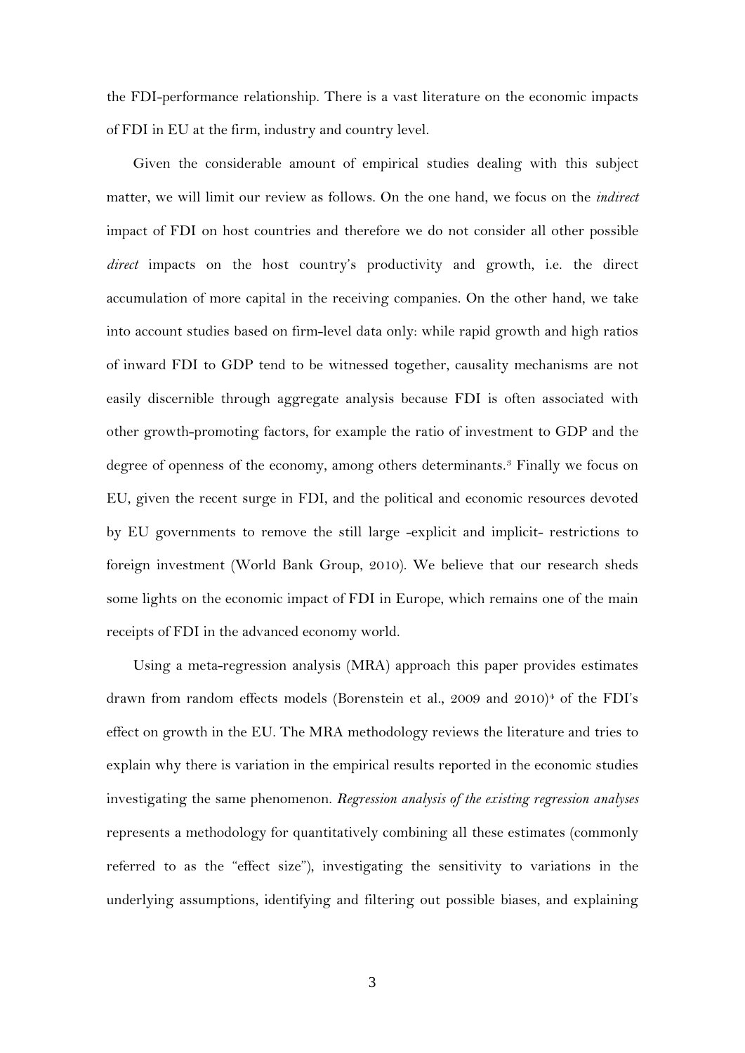the FDI-performance relationship. There is a vast literature on the economic impacts of FDI in EU at the firm, industry and country level.

Given the considerable amount of empirical studies dealing with this subject matter, we will limit our review as follows. On the one hand, we focus on the *indirect* impact of FDI on host countries and therefore we do not consider all other possible *direct* impacts on the host country's productivity and growth, i.e. the direct accumulation of more capital in the receiving companies. On the other hand, we take into account studies based on firm-level data only: while rapid growth and high ratios of inward FDI to GDP tend to be witnessed together, causality mechanisms are not easily discernible through aggregate analysis because FDI is often associated with other growth-promoting factors, for example the ratio of investment to GDP and the degree of openness of the economy, among others determinants.[3] Finally we focus on EU, given the recent surge in FDI, and the political and economic resources devoted by EU governments to remove the still large -explicit and implicit- restrictions to foreign investment (World Bank Group, 2010). We believe that our research sheds some lights on the economic impact of FDI in Europe, which remains one of the main receipts of FDI in the advanced economy world.

Using a meta-regression analysis (MRA) approach this paper provides estimates drawn from random effects models (Borenstein et al., 2009 and 2010)[4] of the FDI's effect on growth in the EU. The MRA methodology reviews the literature and tries to explain why there is variation in the empirical results reported in the economic studies investigating the same phenomenon. *Regression analysis of the existing regression analyses* represents a methodology for quantitatively combining all these estimates (commonly referred to as the "effect size"), investigating the sensitivity to variations in the underlying assumptions, identifying and filtering out possible biases, and explaining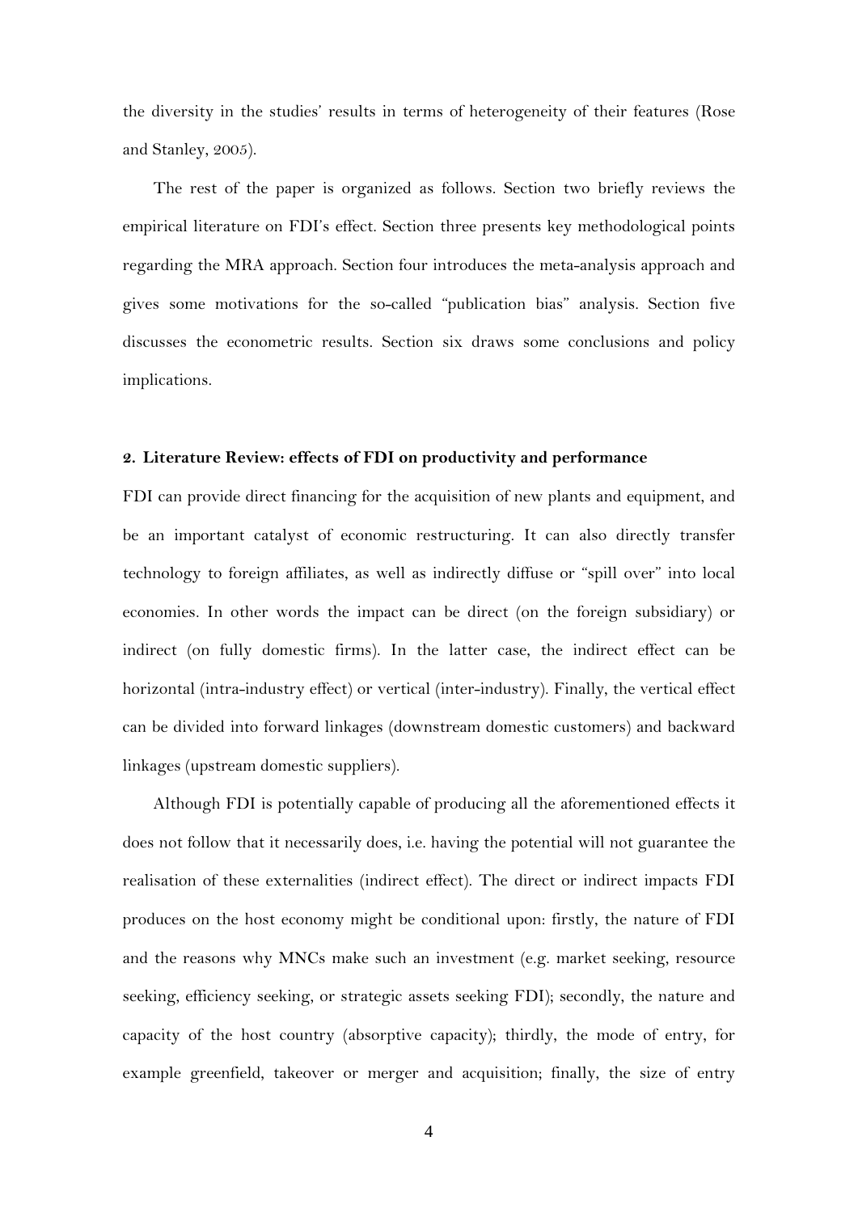the diversity in the studies' results in terms of heterogeneity of their features (Rose and Stanley, 2005).

The rest of the paper is organized as follows. Section two briefly reviews the empirical literature on FDI's effect. Section three presents key methodological points regarding the MRA approach. Section four introduces the meta-analysis approach and gives some motivations for the so-called "publication bias" analysis. Section five discusses the econometric results. Section six draws some conclusions and policy implications.

## 2. Literature Review: effects of FDI on productivity and performance

FDI can provide direct financing for the acquisition of new plants and equipment, and be an important catalyst of economic restructuring. It can also directly transfer technology to foreign affiliates, as well as indirectly diffuse or "spill over" into local economies. In other words the impact can be direct (on the foreign subsidiary) or indirect (on fully domestic firms). In the latter case, the indirect effect can be horizontal (intra-industry effect) or vertical (inter-industry). Finally, the vertical effect can be divided into forward linkages (downstream domestic customers) and backward linkages (upstream domestic suppliers).

Although FDI is potentially capable of producing all the aforementioned effects it does not follow that it necessarily does, i.e. having the potential will not guarantee the realisation of these externalities (indirect effect). The direct or indirect impacts FDI produces on the host economy might be conditional upon: firstly, the nature of FDI and the reasons why MNCs make such an investment (e.g. market seeking, resource seeking, efficiency seeking, or strategic assets seeking FDI); secondly, the nature and capacity of the host country (absorptive capacity); thirdly, the mode of entry, for example greenfield, takeover or merger and acquisition; finally, the size of entry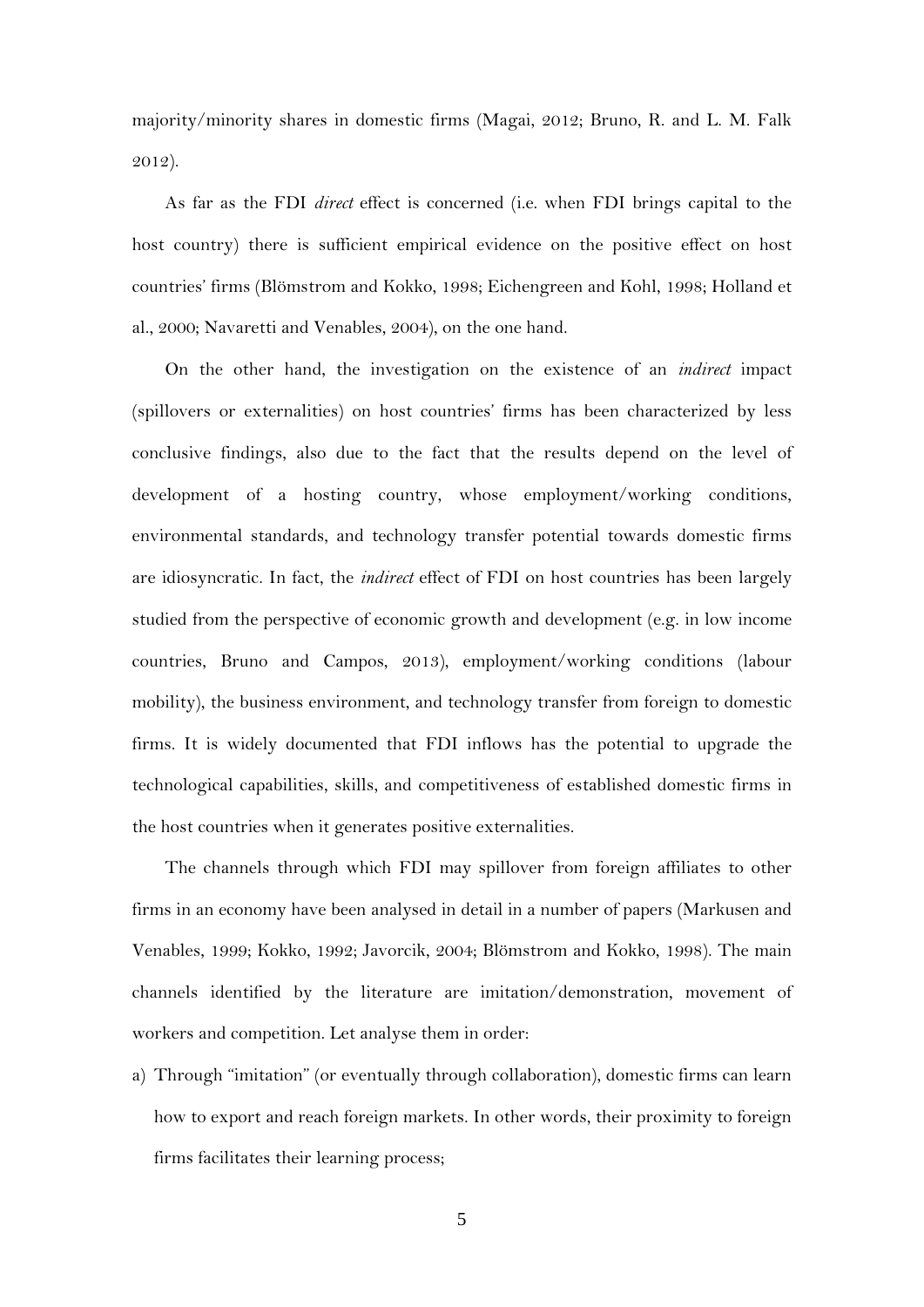majority/minority shares in domestic firms (Magai, 2012; Bruno, R. and L. M. Falk 2012).

As far as the FDI *direct* effect is concerned (i.e. when FDI brings capital to the host country) there is sufficient empirical evidence on the positive effect on host countries' firms (Blömstrom and Kokko, 1998; Eichengreen and Kohl, 1998; Holland et al., 2000; Navaretti and Venables, 2004), on the one hand.

On the other hand, the investigation on the existence of an *indirect* impact (spillovers or externalities) on host countries' firms has been characterized by less conclusive findings, also due to the fact that the results depend on the level of development of a hosting country, whose employment/working conditions, environmental standards, and technology transfer potential towards domestic firms are idiosyncratic. In fact, the *indirect* effect of FDI on host countries has been largely studied from the perspective of economic growth and development (e.g. in low income countries, Bruno and Campos, 2013), employment/working conditions (labour mobility), the business environment, and technology transfer from foreign to domestic firms. It is widely documented that FDI inflows has the potential to upgrade the technological capabilities, skills, and competitiveness of established domestic firms in the host countries when it generates positive externalities.

The channels through which FDI may spillover from foreign affiliates to other firms in an economy have been analysed in detail in a number of papers (Markusen and Venables, 1999; Kokko, 1992; Javorcik, 2004; Blömstrom and Kokko, 1998). The main channels identified by the literature are imitation/demonstration, movement of workers and competition. Let analyse them in order:

a) Through "imitation" (or eventually through collaboration), domestic firms can learn how to export and reach foreign markets. In other words, their proximity to foreign firms facilitates their learning process;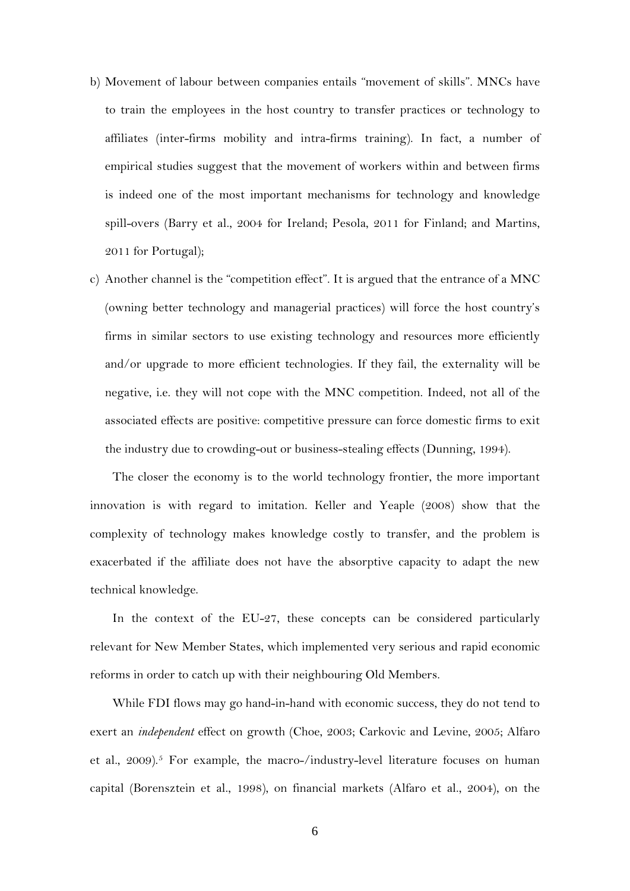b) Movement of labour between companies entails "movement of skills". MNCs have to train the employees in the host country to transfer practices or technology to affiliates (inter-firms mobility and intra-firms training). In fact, a number of empirical studies suggest that the movement of workers within and between firms is indeed one of the most important mechanisms for technology and knowledge spill-overs (Barry et al., 2004 for Ireland; Pesola, 2011 for Finland; and Martins, 2011 for Portugal);

c) Another channel is the "competition effect". It is argued that the entrance of a MNC (owning better technology and managerial practices) will force the host country's firms in similar sectors to use existing technology and resources more efficiently and/or upgrade to more efficient technologies. If they fail, the externality will be negative, i.e. they will not cope with the MNC competition. Indeed, not all of the associated effects are positive: competitive pressure can force domestic firms to exit the industry due to crowding-out or business-stealing effects (Dunning, 1994).

The closer the economy is to the world technology frontier, the more important innovation is with regard to imitation. Keller and Yeaple (2008) show that the complexity of technology makes knowledge costly to transfer, and the problem is exacerbated if the affiliate does not have the absorptive capacity to adapt the new technical knowledge.

In the context of the EU-27, these concepts can be considered particularly relevant for New Member States, which implemented very serious and rapid economic reforms in order to catch up with their neighbouring Old Members.

While FDI flows may go hand-in-hand with economic success, they do not tend to exert an *independent* effect on growth (Choe, 2003; Carkovic and Levine, 2005; Alfaro et al., 2009).[5] For example, the macro-/industry-level literature focuses on human capital (Borensztein et al., 1998), on financial markets (Alfaro et al., 2004), on the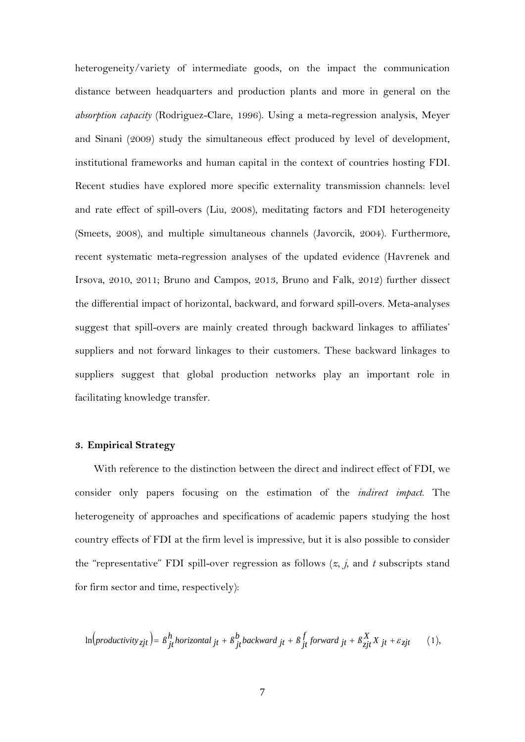heterogeneity/variety of intermediate goods, on the impact the communication distance between headquarters and production plants and more in general on the *absorption capacity* (Rodriguez-Clare, 1996). Using a meta-regression analysis, Meyer and Sinani (2009) study the simultaneous effect produced by level of development, institutional frameworks and human capital in the context of countries hosting FDI. Recent studies have explored more specific externality transmission channels: level and rate effect of spill-overs (Liu, 2008), meditating factors and FDI heterogeneity (Smeets, 2008), and multiple simultaneous channels (Javorcik, 2004). Furthermore, recent systematic meta-regression analyses of the updated evidence (Havrenek and Irsova, 2010, 2011; Bruno and Campos, 2013, Bruno and Falk, 2012) further dissect the differential impact of horizontal, backward, and forward spill-overs. Meta-analyses suggest that spill-overs are mainly created through backward linkages to affiliates' suppliers and not forward linkages to their customers. These backward linkages to suppliers suggest that global production networks play an important role in facilitating knowledge transfer.

### 3. Empirical Strategy

With reference to the distinction between the direct and indirect effect of FDI, we consider only papers focusing on the estimation of the *indirect impact*. The heterogeneity of approaches and specifications of academic papers studying the host country effects of FDI at the firm level is impressive, but it is also possible to consider the "representative" FDI spill-over regression as follows ($z$, $j$, and $t$ subscripts stand for firm sector and time, respectively):

$$\ln\left(productivity_{zjt}\right) = \beta_{jt}^{h} horizontal_{jt} + \beta_{jt}^{b} backward_{jt} + \beta_{jt}^{f} forward_{jt} + \beta_{zjt}^{X} X_{jt} + \varepsilon_{zjt} \qquad (1),$$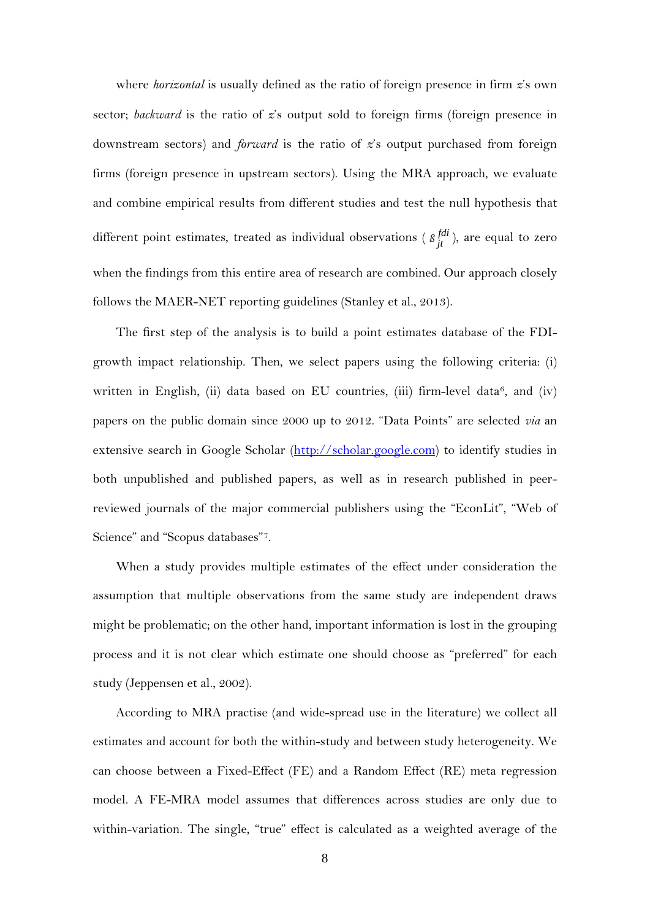where *horizontal* is usually defined as the ratio of foreign presence in firm *z*'s own sector; *backward* is the ratio of *z*'s output sold to foreign firms (foreign presence in downstream sectors) and *forward* is the ratio of *z*'s output purchased from foreign firms (foreign presence in upstream sectors). Using the MRA approach, we evaluate and combine empirical results from different studies and test the null hypothesis that different point estimates, treated as individual observations ( $\beta_{jt}^{fdi}$ ), are equal to zero when the findings from this entire area of research are combined. Our approach closely follows the MAER-NET reporting guidelines (Stanley et al., 2013).

The first step of the analysis is to build a point estimates database of the FDI-growth impact relationship. Then, we select papers using the following criteria: (i) written in English, (ii) data based on EU countries, (iii) firm-level data[6], and (iv) papers on the public domain since 2000 up to 2012. "Data Points" are selected *via* an extensive search in Google Scholar (http://scholar.google.com) to identify studies in both unpublished and published papers, as well as in research published in peer-reviewed journals of the major commercial publishers using the "EconLit", "Web of Science" and "Scopus databases"[7].

When a study provides multiple estimates of the effect under consideration the assumption that multiple observations from the same study are independent draws might be problematic; on the other hand, important information is lost in the grouping process and it is not clear which estimate one should choose as "preferred" for each study (Jeppensen et al., 2002).

According to MRA practise (and wide-spread use in the literature) we collect all estimates and account for both the within-study and between study heterogeneity. We can choose between a Fixed-Effect (FE) and a Random Effect (RE) meta regression model. A FE-MRA model assumes that differences across studies are only due to within-variation. The single, "true" effect is calculated as a weighted average of the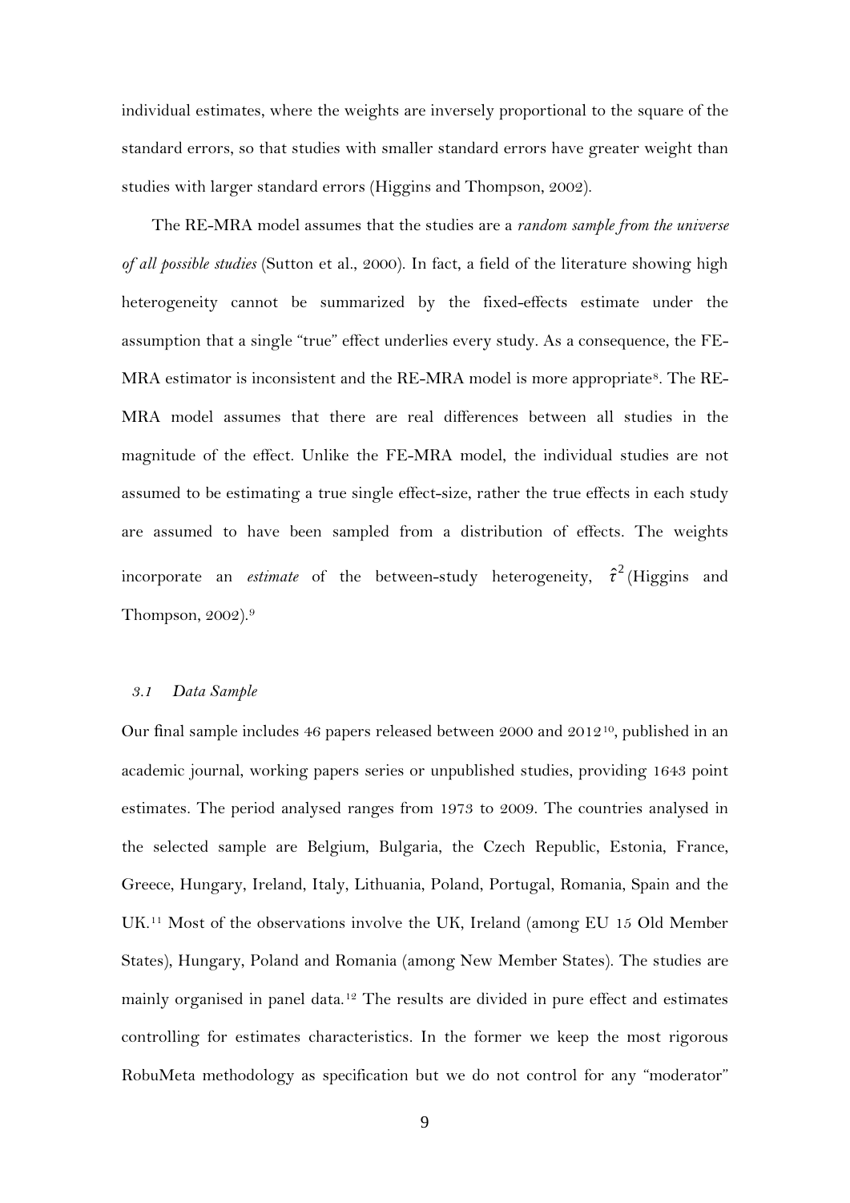individual estimates, where the weights are inversely proportional to the square of the standard errors, so that studies with smaller standard errors have greater weight than studies with larger standard errors (Higgins and Thompson, 2002).

The RE-MRA model assumes that the studies are a *random sample from the universe of all possible studies* (Sutton et al., 2000). In fact, a field of the literature showing high heterogeneity cannot be summarized by the fixed-effects estimate under the assumption that a single "true" effect underlies every study. As a consequence, the FE-MRA estimator is inconsistent and the RE-MRA model is more appropriate[8]. The RE-MRA model assumes that there are real differences between all studies in the magnitude of the effect. Unlike the FE-MRA model, the individual studies are not assumed to be estimating a true single effect-size, rather the true effects in each study are assumed to have been sampled from a distribution of effects. The weights incorporate an *estimate* of the between-study heterogeneity, $\hat{\tau}^2$ (Higgins and Thompson, 2002).[9]

### *3.1 Data Sample*

Our final sample includes 46 papers released between 2000 and 2012[10], published in an academic journal, working papers series or unpublished studies, providing 1643 point estimates. The period analysed ranges from 1973 to 2009. The countries analysed in the selected sample are Belgium, Bulgaria, the Czech Republic, Estonia, France, Greece, Hungary, Ireland, Italy, Lithuania, Poland, Portugal, Romania, Spain and the UK.[11] Most of the observations involve the UK, Ireland (among EU 15 Old Member States), Hungary, Poland and Romania (among New Member States). The studies are mainly organised in panel data.[12] The results are divided in pure effect and estimates controlling for estimates characteristics. In the former we keep the most rigorous RobuMeta methodology as specification but we do not control for any "moderator"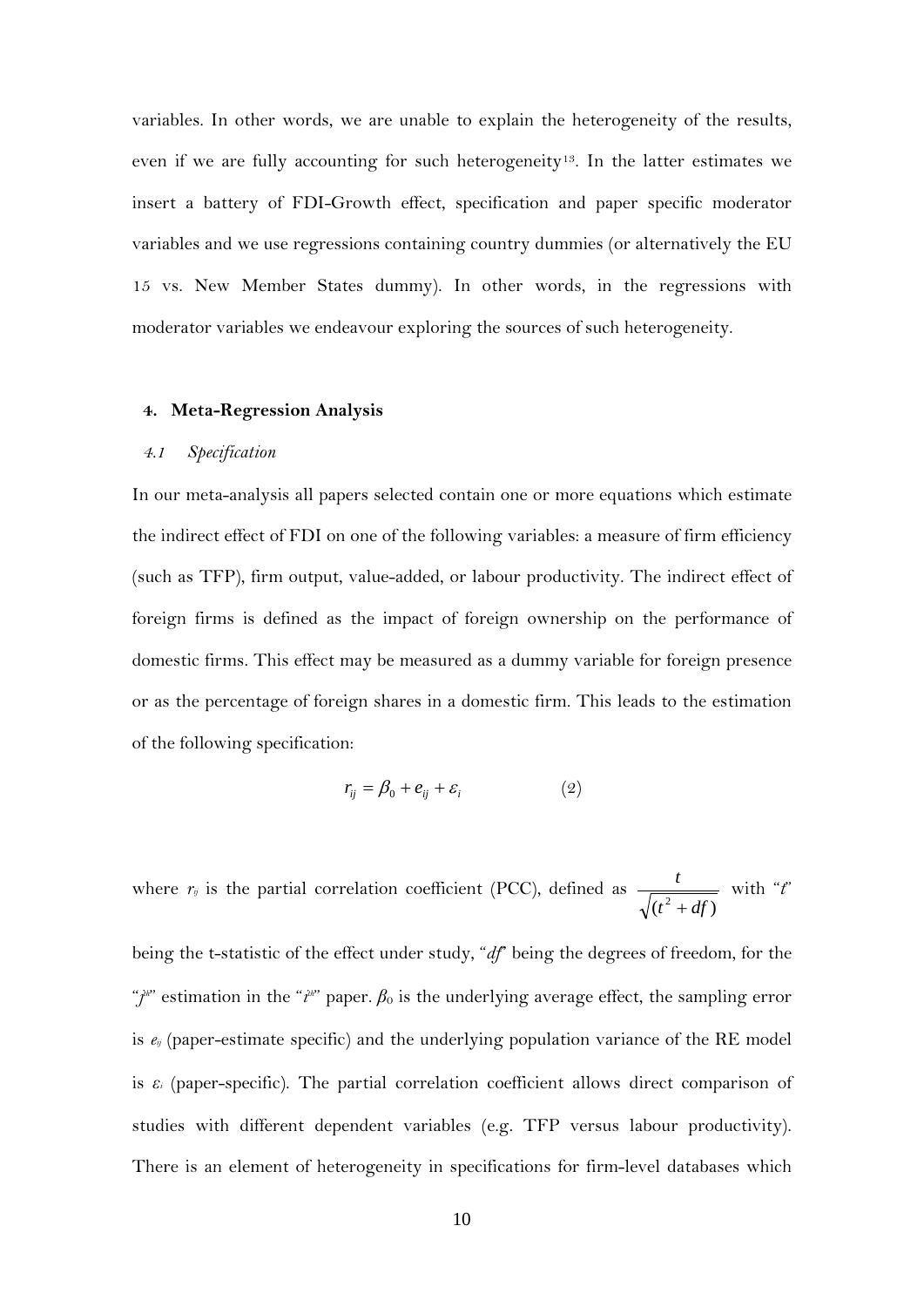variables. In other words, we are unable to explain the heterogeneity of the results, even if we are fully accounting for such heterogeneity[13]. In the latter estimates we insert a battery of FDI-Growth effect, specification and paper specific moderator variables and we use regressions containing country dummies (or alternatively the EU 15 vs. New Member States dummy). In other words, in the regressions with moderator variables we endeavour exploring the sources of such heterogeneity.

## 4. Meta-Regression Analysis

### *4.1 Specification*

In our meta-analysis all papers selected contain one or more equations which estimate the indirect effect of FDI on one of the following variables: a measure of firm efficiency (such as TFP), firm output, value-added, or labour productivity. The indirect effect of foreign firms is defined as the impact of foreign ownership on the performance of domestic firms. This effect may be measured as a dummy variable for foreign presence or as the percentage of foreign shares in a domestic firm. This leads to the estimation of the following specification:

$$r_{ij} = \beta_0 + e_{ij} + \varepsilon_i \qquad (2)$$

where $r_{ij}$ is the partial correlation coefficient (PCC), defined as $\frac{t}{\sqrt{(t^2 + df)}}$ with "$t$" being the t-statistic of the effect under study, "$df$" being the degrees of freedom, for the "$j^{th}$" estimation in the "$i^{th}$" paper. $\beta_0$ is the underlying average effect, the sampling error is $e_{ij}$ (paper-estimate specific) and the underlying population variance of the RE model is $\varepsilon_i$ (paper-specific). The partial correlation coefficient allows direct comparison of studies with different dependent variables (e.g. TFP versus labour productivity). There is an element of heterogeneity in specifications for firm-level databases which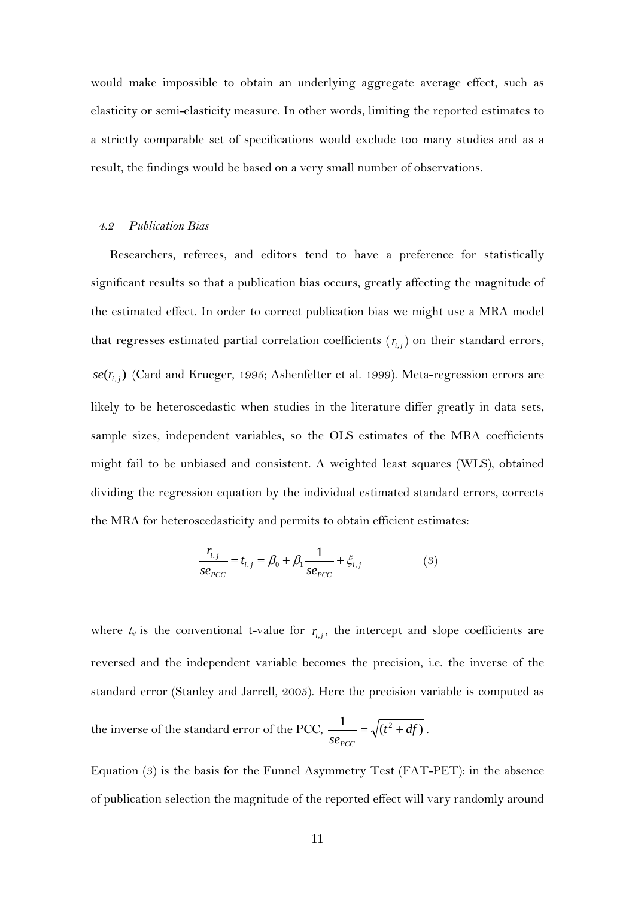would make impossible to obtain an underlying aggregate average effect, such as elasticity or semi-elasticity measure. In other words, limiting the reported estimates to a strictly comparable set of specifications would exclude too many studies and as a result, the findings would be based on a very small number of observations.

### *4.2 Publication Bias*

Researchers, referees, and editors tend to have a preference for statistically significant results so that a publication bias occurs, greatly affecting the magnitude of the estimated effect. In order to correct publication bias we might use a MRA model that regresses estimated partial correlation coefficients ($r_{i,j}$) on their standard errors, $se(r_{i,j})$ (Card and Krueger, 1995; Ashenfelter et al. 1999). Meta-regression errors are likely to be heteroscedastic when studies in the literature differ greatly in data sets, sample sizes, independent variables, so the OLS estimates of the MRA coefficients might fail to be unbiased and consistent. A weighted least squares (WLS), obtained dividing the regression equation by the individual estimated standard errors, corrects the MRA for heteroscedasticity and permits to obtain efficient estimates:

$$\frac{r_{i,j}}{se_{PCC}} = t_{i,j} = \beta_0 + \beta_1 \frac{1}{se_{PCC}} + \xi_{i,j} \qquad (3)$$

where $t_{ij}$ is the conventional t-value for $r_{i,j}$, the intercept and slope coefficients are reversed and the independent variable becomes the precision, i.e. the inverse of the standard error (Stanley and Jarrell, 2005). Here the precision variable is computed as the inverse of the standard error of the PCC, $\frac{1}{se_{PCC}} = \sqrt{(t^2 + df)}$.

Equation (3) is the basis for the Funnel Asymmetry Test (FAT-PET): in the absence of publication selection the magnitude of the reported effect will vary randomly around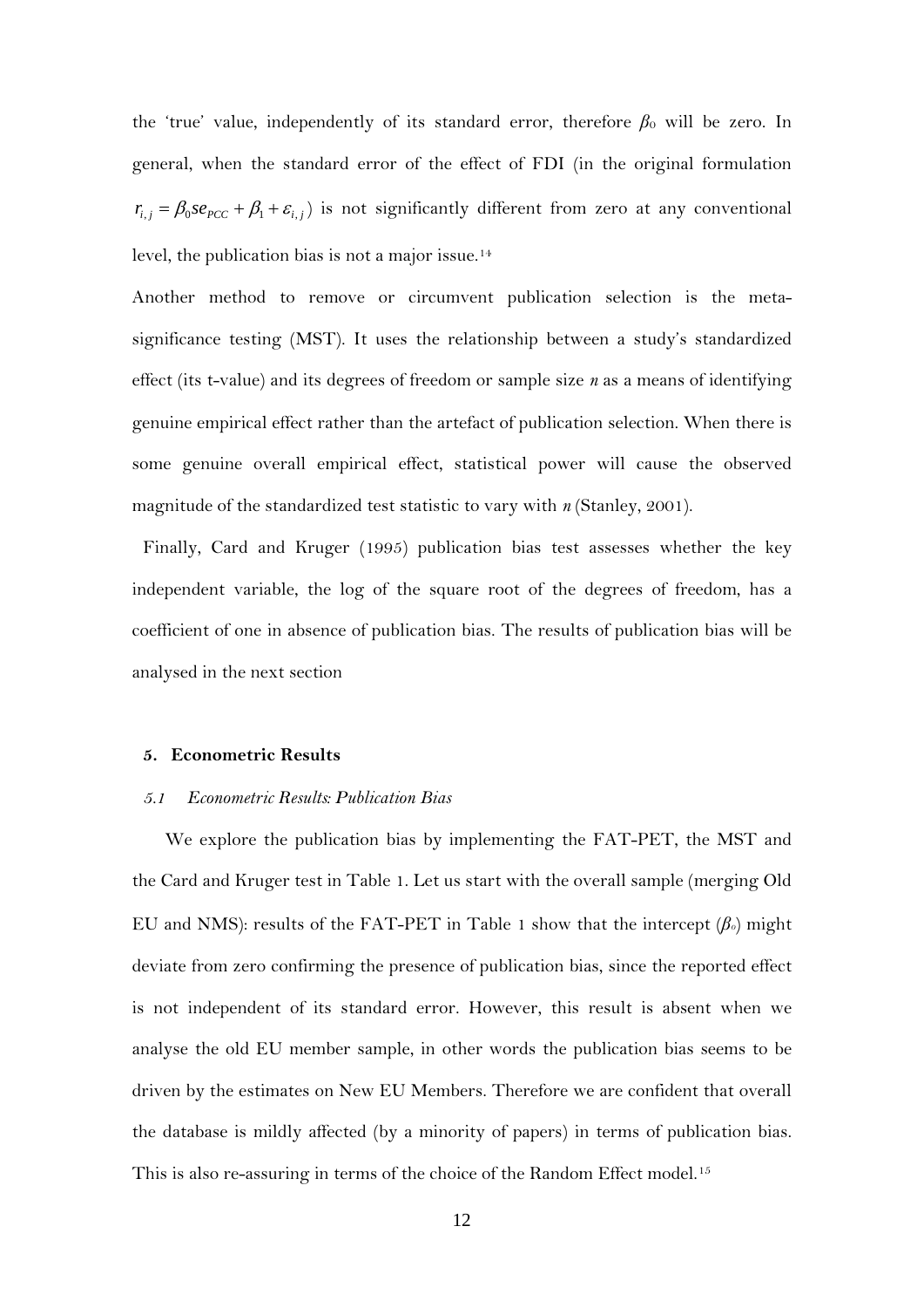the 'true' value, independently of its standard error, therefore $\beta_0$ will be zero. In general, when the standard error of the effect of FDI (in the original formulation $r_{i,j} = \beta_0 se_{PCC} + \beta_1 + \varepsilon_{i,j}$) is not significantly different from zero at any conventional level, the publication bias is not a major issue.[14]

Another method to remove or circumvent publication selection is the meta-significance testing (MST). It uses the relationship between a study's standardized effect (its t-value) and its degrees of freedom or sample size *n* as a means of identifying genuine empirical effect rather than the artefact of publication selection. When there is some genuine overall empirical effect, statistical power will cause the observed magnitude of the standardized test statistic to vary with *n* (Stanley, 2001).

Finally, Card and Kruger (1995) publication bias test assesses whether the key independent variable, the log of the square root of the degrees of freedom, has a coefficient of one in absence of publication bias. The results of publication bias will be analysed in the next section

## 5. Econometric Results

### *5.1 Econometric Results: Publication Bias*

We explore the publication bias by implementing the FAT-PET, the MST and the Card and Kruger test in Table 1. Let us start with the overall sample (merging Old EU and NMS): results of the FAT-PET in Table 1 show that the intercept ($\beta_0$) might deviate from zero confirming the presence of publication bias, since the reported effect is not independent of its standard error. However, this result is absent when we analyse the old EU member sample, in other words the publication bias seems to be driven by the estimates on New EU Members. Therefore we are confident that overall the database is mildly affected (by a minority of papers) in terms of publication bias. This is also re-assuring in terms of the choice of the Random Effect model.[15]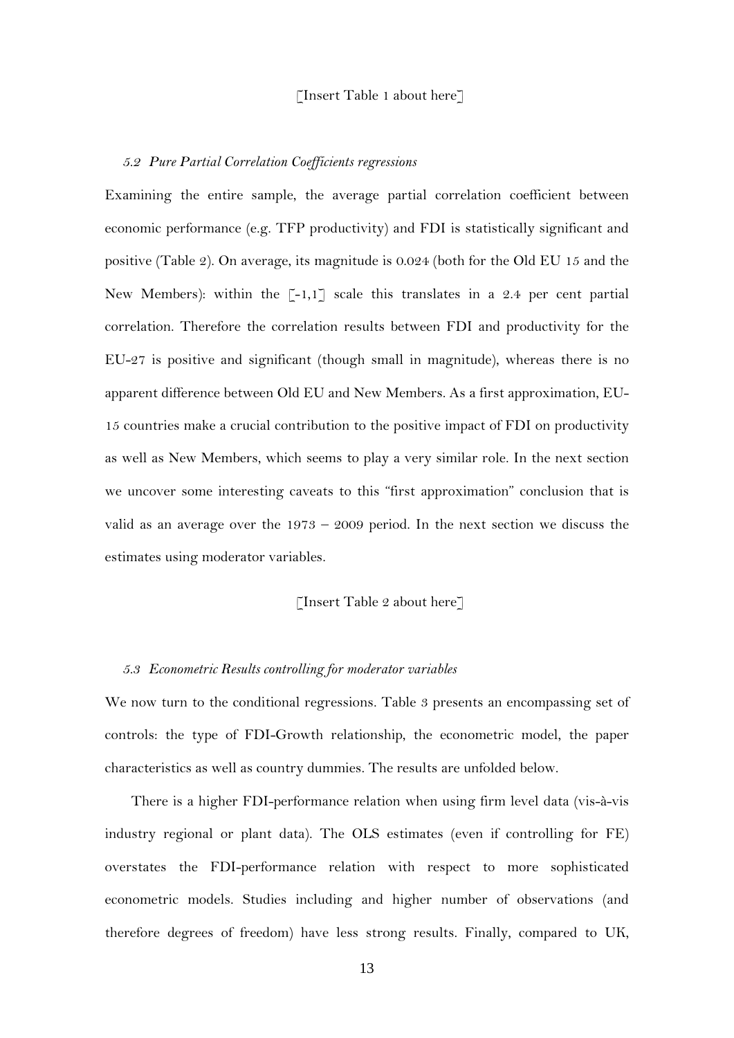[Insert Table 1 about here]

### *5.2 Pure Partial Correlation Coefficients regressions*

Examining the entire sample, the average partial correlation coefficient between economic performance (e.g. TFP productivity) and FDI is statistically significant and positive (Table 2). On average, its magnitude is 0.024 (both for the Old EU 15 and the New Members): within the [-1,1] scale this translates in a 2.4 per cent partial correlation. Therefore the correlation results between FDI and productivity for the EU-27 is positive and significant (though small in magnitude), whereas there is no apparent difference between Old EU and New Members. As a first approximation, EU-15 countries make a crucial contribution to the positive impact of FDI on productivity as well as New Members, which seems to play a very similar role. In the next section we uncover some interesting caveats to this "first approximation" conclusion that is valid as an average over the 1973 – 2009 period. In the next section we discuss the estimates using moderator variables.

[Insert Table 2 about here]

### *5.3 Econometric Results controlling for moderator variables*

We now turn to the conditional regressions. Table 3 presents an encompassing set of controls: the type of FDI-Growth relationship, the econometric model, the paper characteristics as well as country dummies. The results are unfolded below.

There is a higher FDI-performance relation when using firm level data (vis-à-vis industry regional or plant data). The OLS estimates (even if controlling for FE) overstates the FDI-performance relation with respect to more sophisticated econometric models. Studies including and higher number of observations (and therefore degrees of freedom) have less strong results. Finally, compared to UK,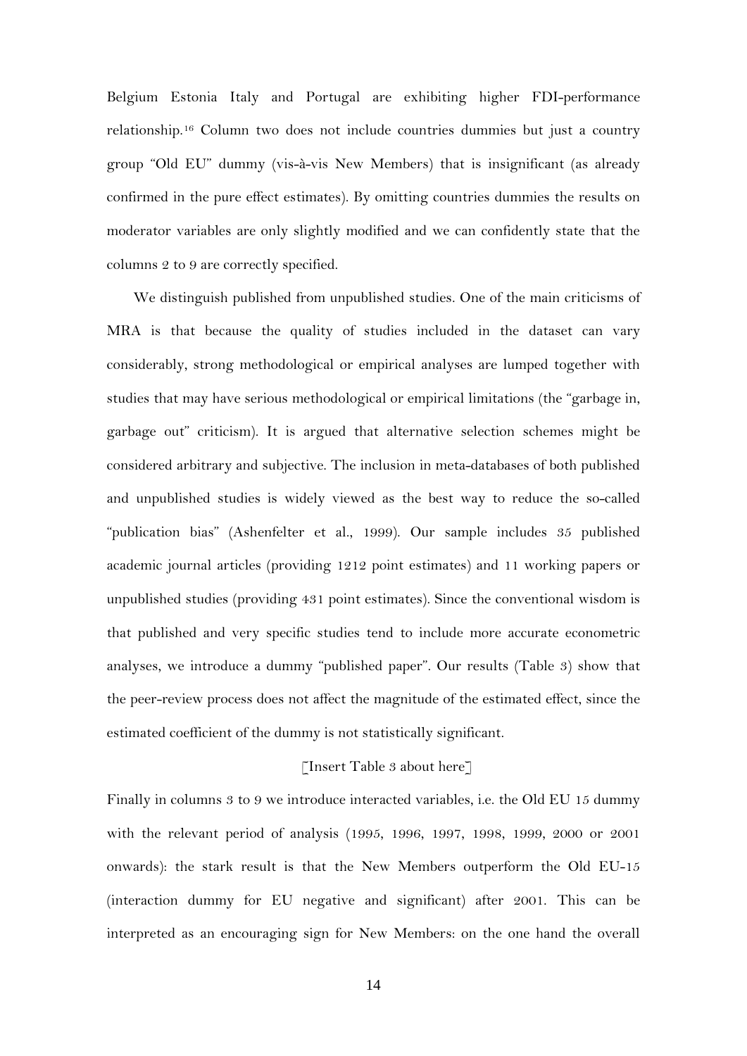Belgium Estonia Italy and Portugal are exhibiting higher FDI-performance relationship.[16] Column two does not include countries dummies but just a country group "Old EU" dummy (vis-à-vis New Members) that is insignificant (as already confirmed in the pure effect estimates). By omitting countries dummies the results on moderator variables are only slightly modified and we can confidently state that the columns 2 to 9 are correctly specified.

We distinguish published from unpublished studies. One of the main criticisms of MRA is that because the quality of studies included in the dataset can vary considerably, strong methodological or empirical analyses are lumped together with studies that may have serious methodological or empirical limitations (the "garbage in, garbage out" criticism). It is argued that alternative selection schemes might be considered arbitrary and subjective. The inclusion in meta-databases of both published and unpublished studies is widely viewed as the best way to reduce the so-called "publication bias" (Ashenfelter et al., 1999). Our sample includes 35 published academic journal articles (providing 1212 point estimates) and 11 working papers or unpublished studies (providing 431 point estimates). Since the conventional wisdom is that published and very specific studies tend to include more accurate econometric analyses, we introduce a dummy "published paper". Our results (Table 3) show that the peer-review process does not affect the magnitude of the estimated effect, since the estimated coefficient of the dummy is not statistically significant.

[Insert Table 3 about here]

Finally in columns 3 to 9 we introduce interacted variables, i.e. the Old EU 15 dummy with the relevant period of analysis (1995, 1996, 1997, 1998, 1999, 2000 or 2001 onwards): the stark result is that the New Members outperform the Old EU-15 (interaction dummy for EU negative and significant) after 2001. This can be interpreted as an encouraging sign for New Members: on the one hand the overall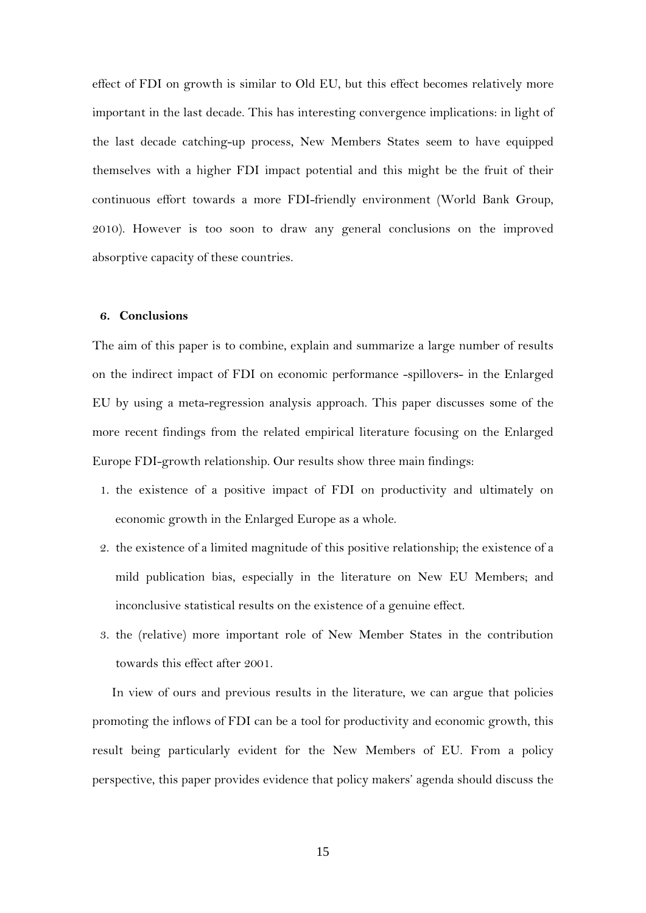effect of FDI on growth is similar to Old EU, but this effect becomes relatively more important in the last decade. This has interesting convergence implications: in light of the last decade catching-up process, New Members States seem to have equipped themselves with a higher FDI impact potential and this might be the fruit of their continuous effort towards a more FDI-friendly environment (World Bank Group, 2010). However is too soon to draw any general conclusions on the improved absorptive capacity of these countries.

## 6. Conclusions

The aim of this paper is to combine, explain and summarize a large number of results on the indirect impact of FDI on economic performance -spillovers- in the Enlarged EU by using a meta-regression analysis approach. This paper discusses some of the more recent findings from the related empirical literature focusing on the Enlarged Europe FDI-growth relationship. Our results show three main findings:

1. the existence of a positive impact of FDI on productivity and ultimately on economic growth in the Enlarged Europe as a whole.
2. the existence of a limited magnitude of this positive relationship; the existence of a mild publication bias, especially in the literature on New EU Members; and inconclusive statistical results on the existence of a genuine effect.
3. the (relative) more important role of New Member States in the contribution towards this effect after 2001.

In view of ours and previous results in the literature, we can argue that policies promoting the inflows of FDI can be a tool for productivity and economic growth, this result being particularly evident for the New Members of EU. From a policy perspective, this paper provides evidence that policy makers' agenda should discuss the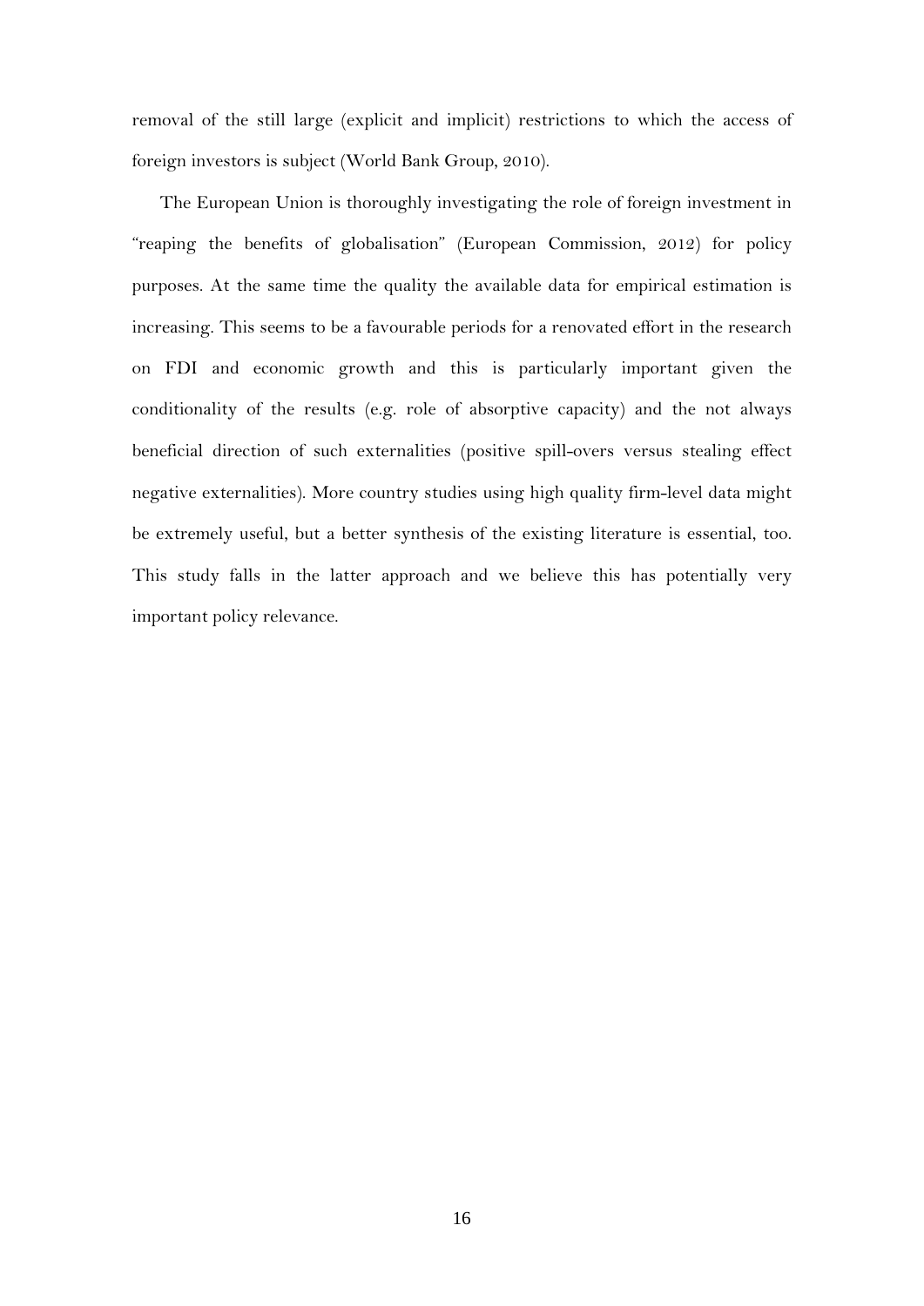removal of the still large (explicit and implicit) restrictions to which the access of foreign investors is subject (World Bank Group, 2010).

The European Union is thoroughly investigating the role of foreign investment in "reaping the benefits of globalisation" (European Commission, 2012) for policy purposes. At the same time the quality the available data for empirical estimation is increasing. This seems to be a favourable periods for a renovated effort in the research on FDI and economic growth and this is particularly important given the conditionality of the results (e.g. role of absorptive capacity) and the not always beneficial direction of such externalities (positive spill-overs versus stealing effect negative externalities). More country studies using high quality firm-level data might be extremely useful, but a better synthesis of the existing literature is essential, too. This study falls in the latter approach and we believe this has potentially very important policy relevance.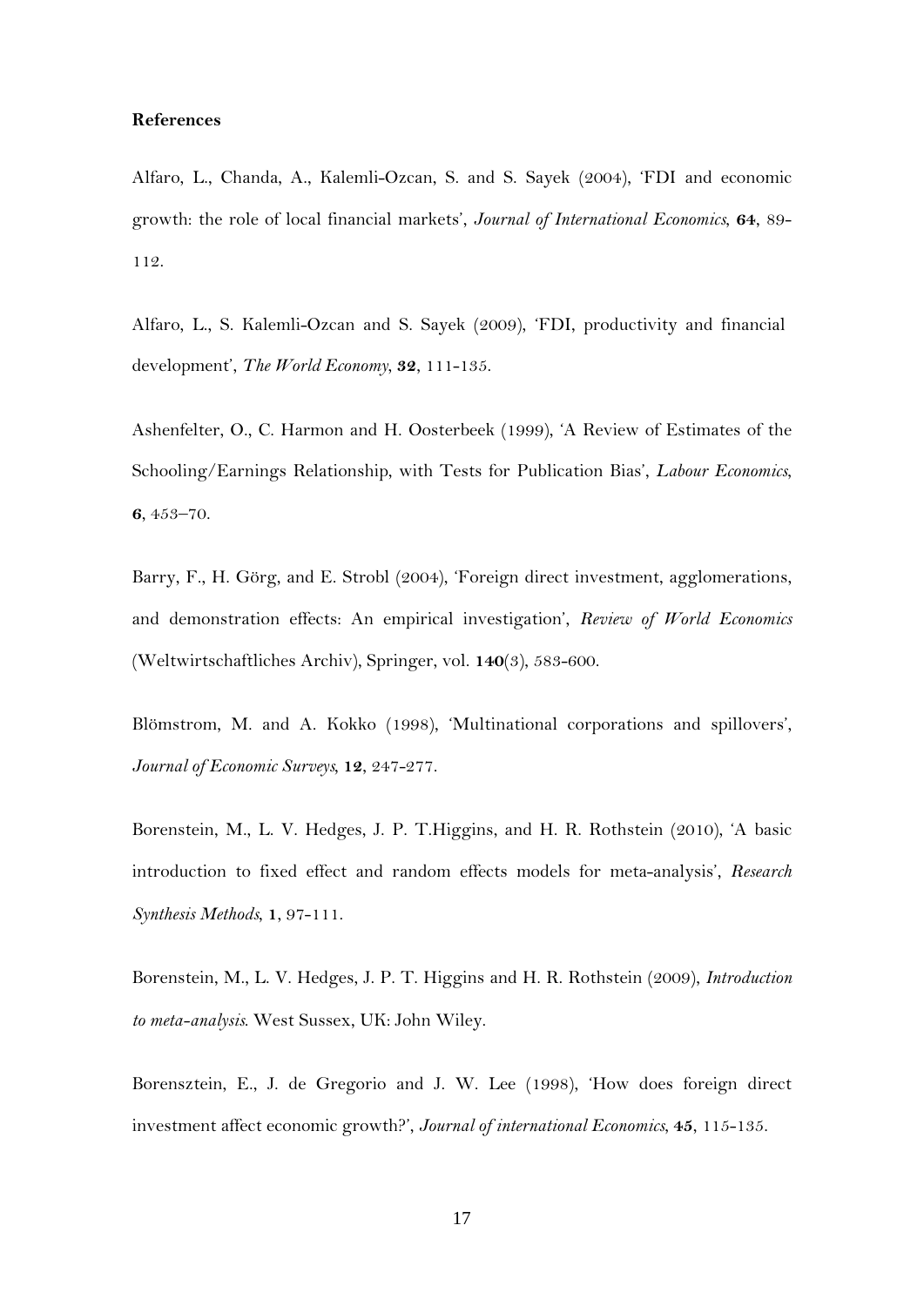**References**

Alfaro, L., Chanda, A., Kalemli-Ozcan, S. and S. Sayek (2004), 'FDI and economic growth: the role of local financial markets', *Journal of International Economics*, **64**, 89-112.

Alfaro, L., S. Kalemli-Ozcan and S. Sayek (2009), 'FDI, productivity and financial development', *The World Economy*, **32**, 111-135.

Ashenfelter, O., C. Harmon and H. Oosterbeek (1999), 'A Review of Estimates of the Schooling/Earnings Relationship, with Tests for Publication Bias', *Labour Economics*, **6**, 453–70.

Barry, F., H. Görg, and E. Strobl (2004), 'Foreign direct investment, agglomerations, and demonstration effects: An empirical investigation', *Review of World Economics* (Weltwirtschaftliches Archiv), Springer, vol. **140**(3), 583-600.

Blömstrom, M. and A. Kokko (1998), 'Multinational corporations and spillovers', *Journal of Economic Surveys*, **12**, 247-277.

Borenstein, M., L. V. Hedges, J. P. T.Higgins, and H. R. Rothstein (2010), 'A basic introduction to fixed effect and random effects models for meta-analysis', *Research Synthesis Methods*, **1**, 97-111.

Borenstein, M., L. V. Hedges, J. P. T. Higgins and H. R. Rothstein (2009), *Introduction to meta-analysis*. West Sussex, UK: John Wiley.

Borensztein, E., J. de Gregorio and J. W. Lee (1998), 'How does foreign direct investment affect economic growth?', *Journal of international Economics*, **45**, 115-135.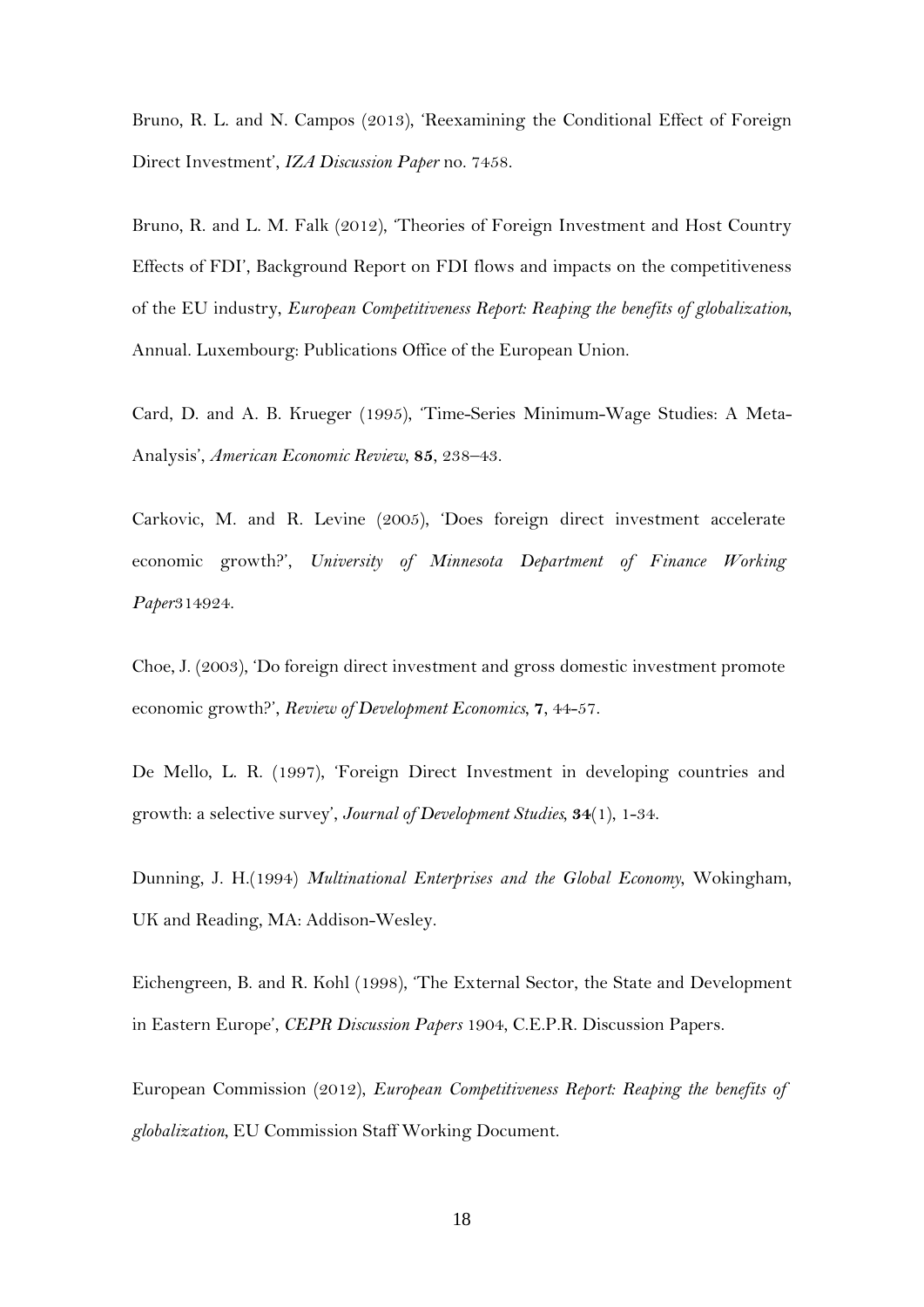Bruno, R. L. and N. Campos (2013), 'Reexamining the Conditional Effect of Foreign Direct Investment', *IZA Discussion Paper* no. 7458.

Bruno, R. and L. M. Falk (2012), 'Theories of Foreign Investment and Host Country Effects of FDI', Background Report on FDI flows and impacts on the competitiveness of the EU industry, *European Competitiveness Report: Reaping the benefits of globalization*, Annual. Luxembourg: Publications Office of the European Union.

Card, D. and A. B. Krueger (1995), 'Time-Series Minimum-Wage Studies: A Meta-Analysis', *American Economic Review*, **85**, 238–43.

Carkovic, M. and R. Levine (2005), 'Does foreign direct investment accelerate economic growth?', *University of Minnesota Department of Finance Working Paper*314924.

Choe, J. (2003), 'Do foreign direct investment and gross domestic investment promote economic growth?', *Review of Development Economics*, **7**, 44-57.

De Mello, L. R. (1997), 'Foreign Direct Investment in developing countries and growth: a selective survey', *Journal of Development Studies*, **34**(1), 1-34.

Dunning, J. H.(1994) *Multinational Enterprises and the Global Economy*, Wokingham, UK and Reading, MA: Addison-Wesley.

Eichengreen, B. and R. Kohl (1998), 'The External Sector, the State and Development in Eastern Europe', *CEPR Discussion Papers* 1904, C.E.P.R. Discussion Papers.

European Commission (2012), *European Competitiveness Report: Reaping the benefits of globalization*, EU Commission Staff Working Document.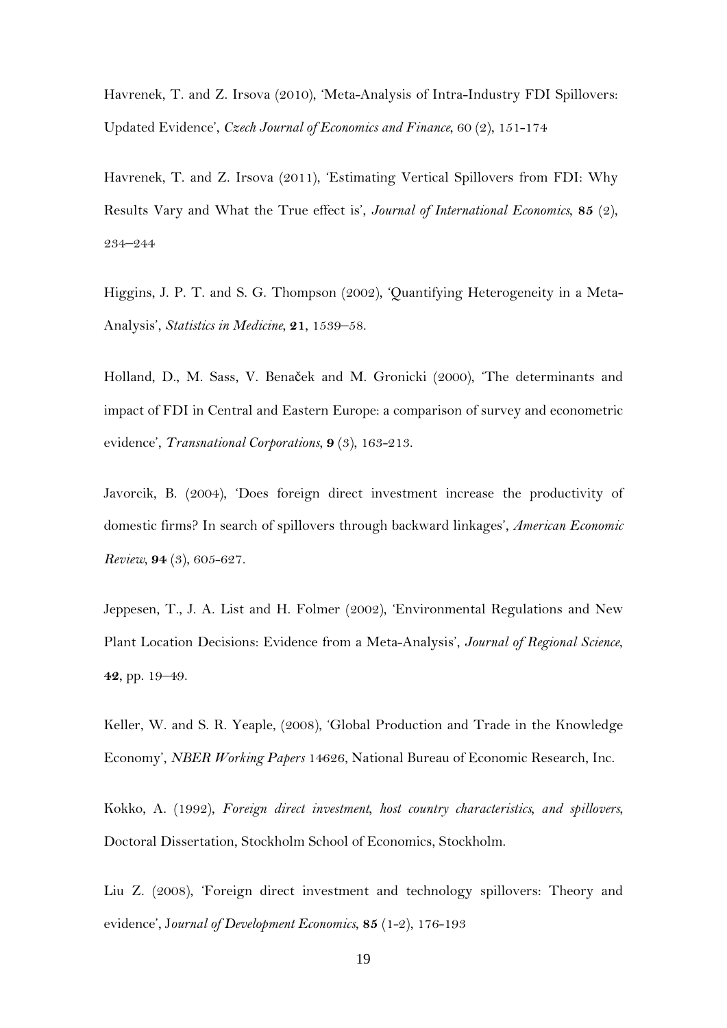Havrenek, T. and Z. Irsova (2010), 'Meta-Analysis of Intra-Industry FDI Spillovers: Updated Evidence', *Czech Journal of Economics and Finance*, 60 (2), 151-174

Havrenek, T. and Z. Irsova (2011), 'Estimating Vertical Spillovers from FDI: Why Results Vary and What the True effect is', *Journal of International Economics*, **85** (2), 234–244

Higgins, J. P. T. and S. G. Thompson (2002), 'Quantifying Heterogeneity in a Meta-Analysis', *Statistics in Medicine*, **21**, 1539–58.

Holland, D., M. Sass, V. Benaček and M. Gronicki (2000), 'The determinants and impact of FDI in Central and Eastern Europe: a comparison of survey and econometric evidence', *Transnational Corporations*, **9** (3), 163-213.

Javorcik, B. (2004), 'Does foreign direct investment increase the productivity of domestic firms? In search of spillovers through backward linkages', *American Economic Review*, **94** (3), 605-627.

Jeppesen, T., J. A. List and H. Folmer (2002), 'Environmental Regulations and New Plant Location Decisions: Evidence from a Meta-Analysis', *Journal of Regional Science*, **42**, pp. 19–49.

Keller, W. and S. R. Yeaple, (2008), 'Global Production and Trade in the Knowledge Economy', *NBER Working Papers* 14626, National Bureau of Economic Research, Inc.

Kokko, A. (1992), *Foreign direct investment, host country characteristics, and spillovers*, Doctoral Dissertation, Stockholm School of Economics, Stockholm.

Liu Z. (2008), 'Foreign direct investment and technology spillovers: Theory and evidence', *Journal of Development Economics*, **85** (1-2), 176-193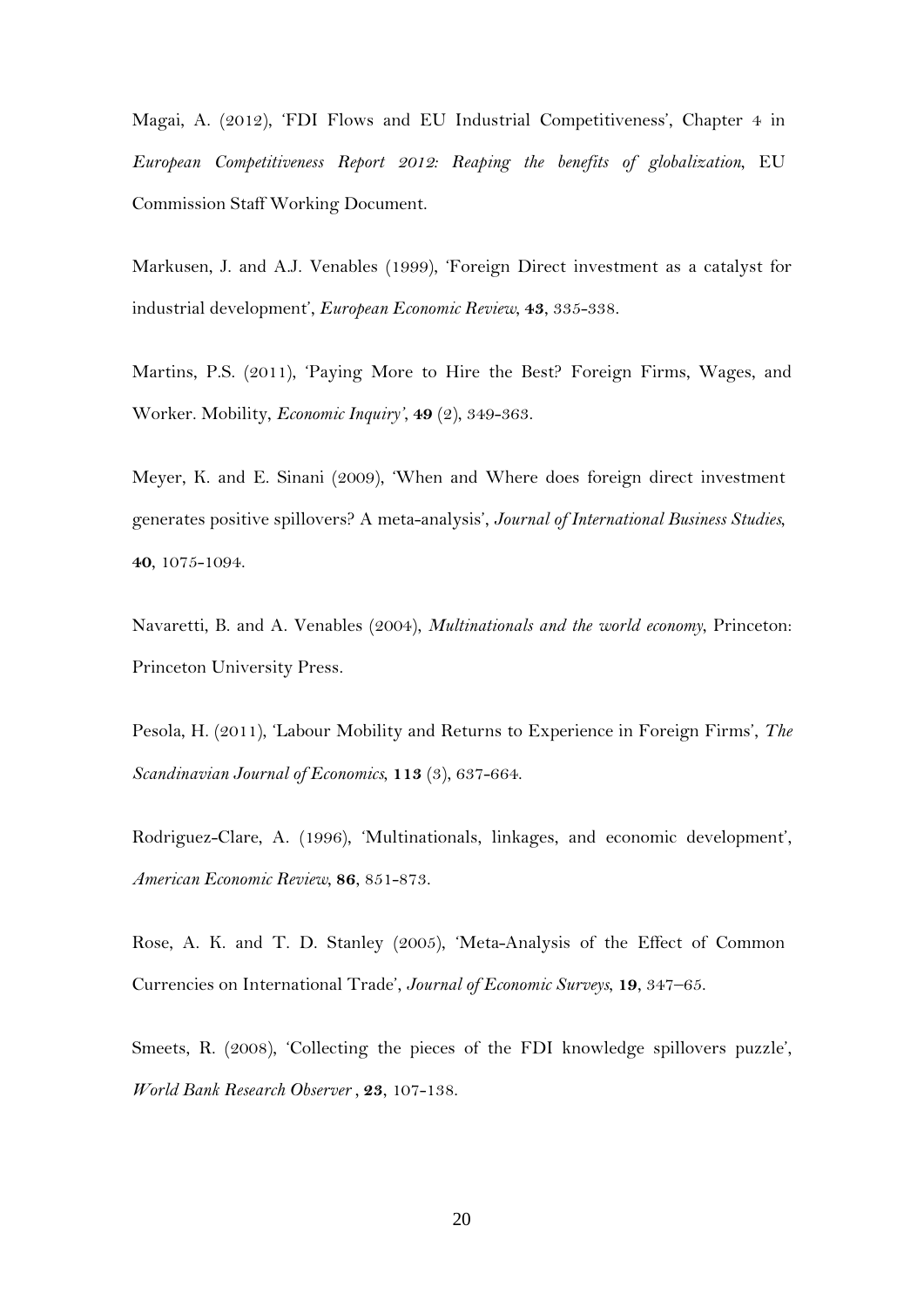Magai, A. (2012), 'FDI Flows and EU Industrial Competitiveness', Chapter 4 in *European Competitiveness Report 2012: Reaping the benefits of globalization*, EU Commission Staff Working Document.

Markusen, J. and A.J. Venables (1999), 'Foreign Direct investment as a catalyst for industrial development', *European Economic Review*, **43**, 335-338.

Martins, P.S. (2011), 'Paying More to Hire the Best? Foreign Firms, Wages, and Worker. Mobility, *Economic Inquiry'*, **49** (2), 349-363.

Meyer, K. and E. Sinani (2009), 'When and Where does foreign direct investment generates positive spillovers? A meta-analysis', *Journal of International Business Studies*, **40**, 1075-1094.

Navaretti, B. and A. Venables (2004), *Multinationals and the world economy*, Princeton: Princeton University Press.

Pesola, H. (2011), 'Labour Mobility and Returns to Experience in Foreign Firms', *The Scandinavian Journal of Economics*, **113** (3), 637-664.

Rodriguez-Clare, A. (1996), 'Multinationals, linkages, and economic development', *American Economic Review*, **86**, 851-873.

Rose, A. K. and T. D. Stanley (2005), 'Meta-Analysis of the Effect of Common Currencies on International Trade', *Journal of Economic Surveys*, **19**, 347–65.

Smeets, R. (2008), 'Collecting the pieces of the FDI knowledge spillovers puzzle', *World Bank Research Observer* , **23**, 107-138.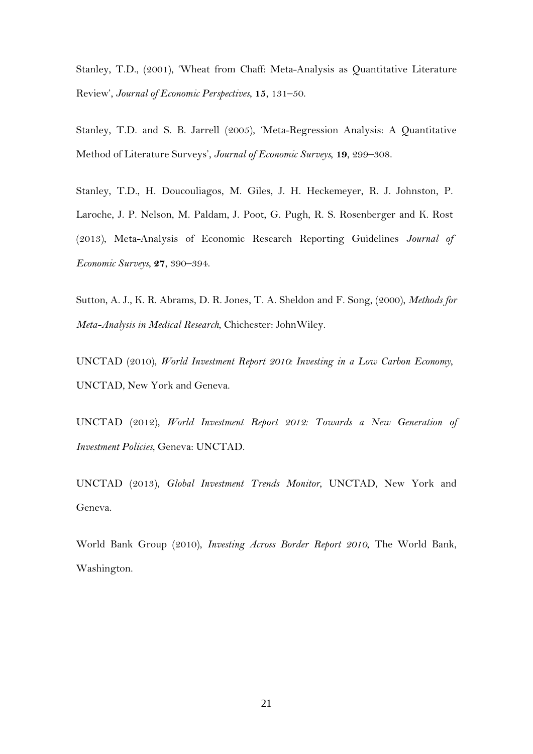Stanley, T.D., (2001), 'Wheat from Chaff: Meta-Analysis as Quantitative Literature Review', *Journal of Economic Perspectives*, **15**, 131–50.

Stanley, T.D. and S. B. Jarrell (2005), 'Meta-Regression Analysis: A Quantitative Method of Literature Surveys', *Journal of Economic Surveys*, **19**, 299–308.

Stanley, T.D., H. Doucouliagos, M. Giles, J. H. Heckemeyer, R. J. Johnston, P. Laroche, J. P. Nelson, M. Paldam, J. Poot, G. Pugh, R. S. Rosenberger and K. Rost (2013), Meta-Analysis of Economic Research Reporting Guidelines *Journal of Economic Surveys*, **27**, 390–394.

Sutton, A. J., K. R. Abrams, D. R. Jones, T. A. Sheldon and F. Song, (2000), *Methods for Meta-Analysis in Medical Research*, Chichester: JohnWiley.

UNCTAD (2010), *World Investment Report 2010: Investing in a Low Carbon Economy*, UNCTAD, New York and Geneva.

UNCTAD (2012), *World Investment Report 2012: Towards a New Generation of Investment Policies*, Geneva: UNCTAD.

UNCTAD (2013), *Global Investment Trends Monitor*, UNCTAD, New York and Geneva.

World Bank Group (2010), *Investing Across Border Report 2010*, The World Bank, Washington.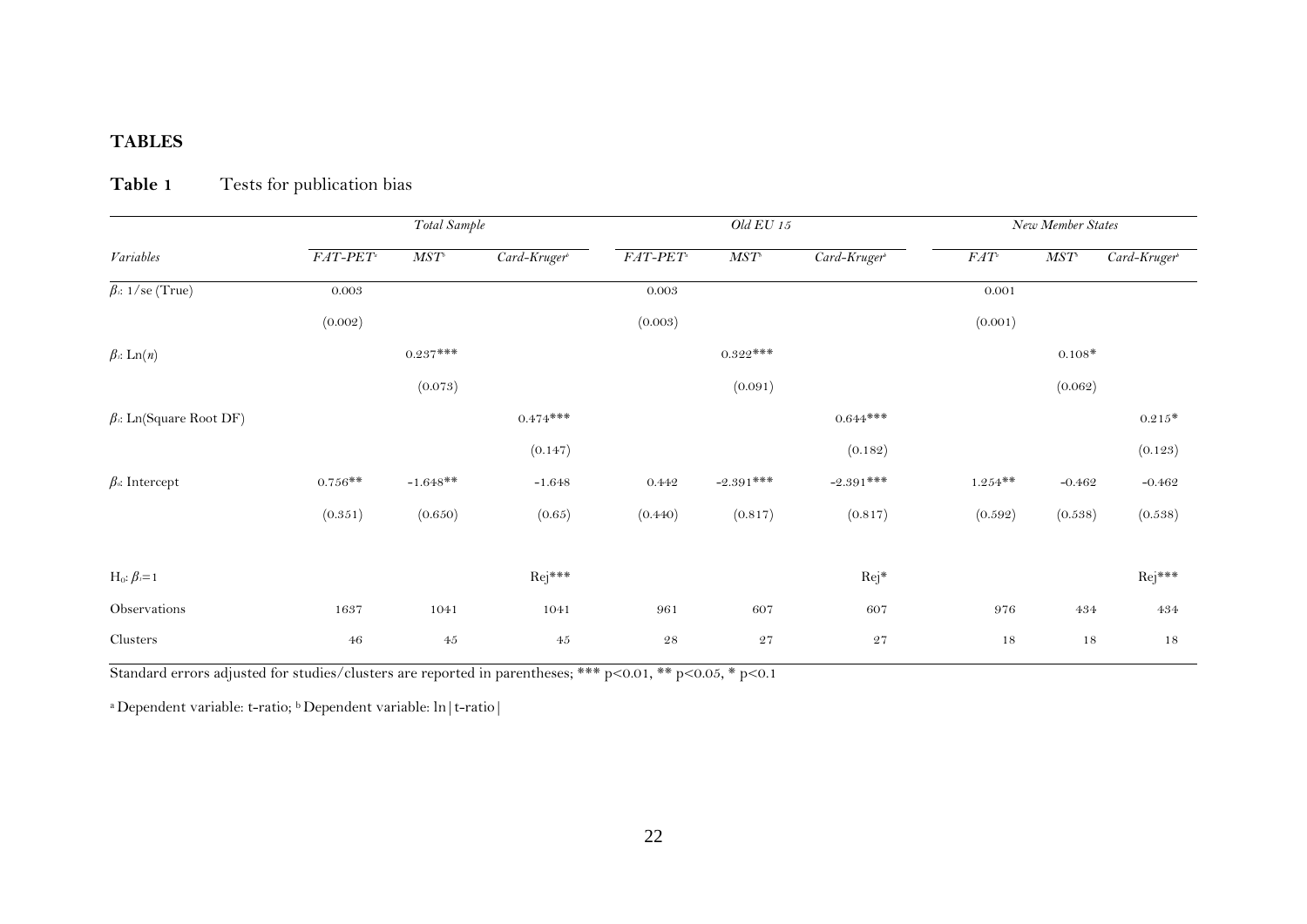## TABLES

**Table 1** Tests for publication bias

| | *Total Sample* | | | *Old EU 15* | | | *New Member States* | | |
|---|---|---|---|---|---|---|---|---|---|
| *Variables* | *FAT-PET*[a] | *MST*[b] | *Card-Kruger*[a] | *FAT-PET*[a] | *MST*[b] | *Card-Kruger*[a] | *FAT*[a] | *MST*[b] | *Card-Kruger*[a] |
| $\beta_1$: 1/se (True) | 0.003 | | | 0.003 | | | 0.001 | | |
| | (0.002) | | | (0.003) | | | (0.001) | | |
| $\beta_1$: Ln($n$) | | 0.237*** | | | 0.322*** | | | 0.108* | |
| | | (0.073) | | | (0.091) | | | (0.062) | |
| $\beta_1$: Ln(Square Root DF) | | | 0.474*** | | | 0.644*** | | | 0.215* |
| | | | (0.147) | | | (0.182) | | | (0.123) |
| $\beta_0$: Intercept | 0.756** | -1.648** | -1.648 | 0.442 | -2.391*** | -2.391*** | 1.254** | -0.462 | -0.462 |
| | (0.351) | (0.650) | (0.65) | (0.440) | (0.817) | (0.817) | (0.592) | (0.538) | (0.538) |
| H$_0$: $\beta_1$=1 | | | Rej*** | | | Rej* | | | Rej*** |
| Observations | 1637 | 1041 | 1041 | 961 | 607 | 607 | 976 | 434 | 434 |
| Clusters | 46 | 45 | 45 | 28 | 27 | 27 | 18 | 18 | 18 |

Standard errors adjusted for studies/clusters are reported in parentheses; *** p<0.01, ** p<0.05, * p<0.1

[a] Dependent variable: t-ratio; [b] Dependent variable: ln|t-ratio|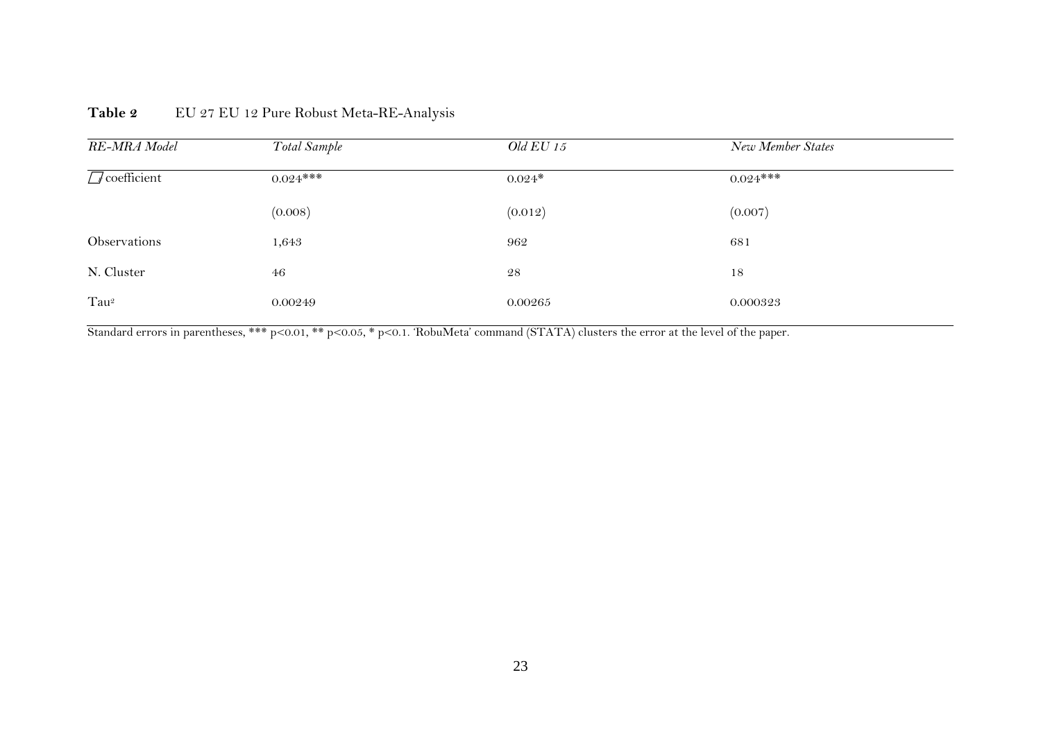**Table 2** EU 27 EU 12 Pure Robust Meta-RE-Analysis

| *RE-MRA Model* | *Total Sample* | *Old EU 15* | *New Member States* |
|---|---|---|---|
| $\square$ coefficient | 0.024*** | 0.024* | 0.024*** |
| | (0.008) | (0.012) | (0.007) |
| Observations | 1,643 | 962 | 681 |
| N. Cluster | 46 | 28 | 18 |
| $Tau^2$ | 0.00249 | 0.00265 | 0.000323 |

Standard errors in parentheses, *** p<0.01, ** p<0.05, * p<0.1. 'RobuMeta' command (STATA) clusters the error at the level of the paper.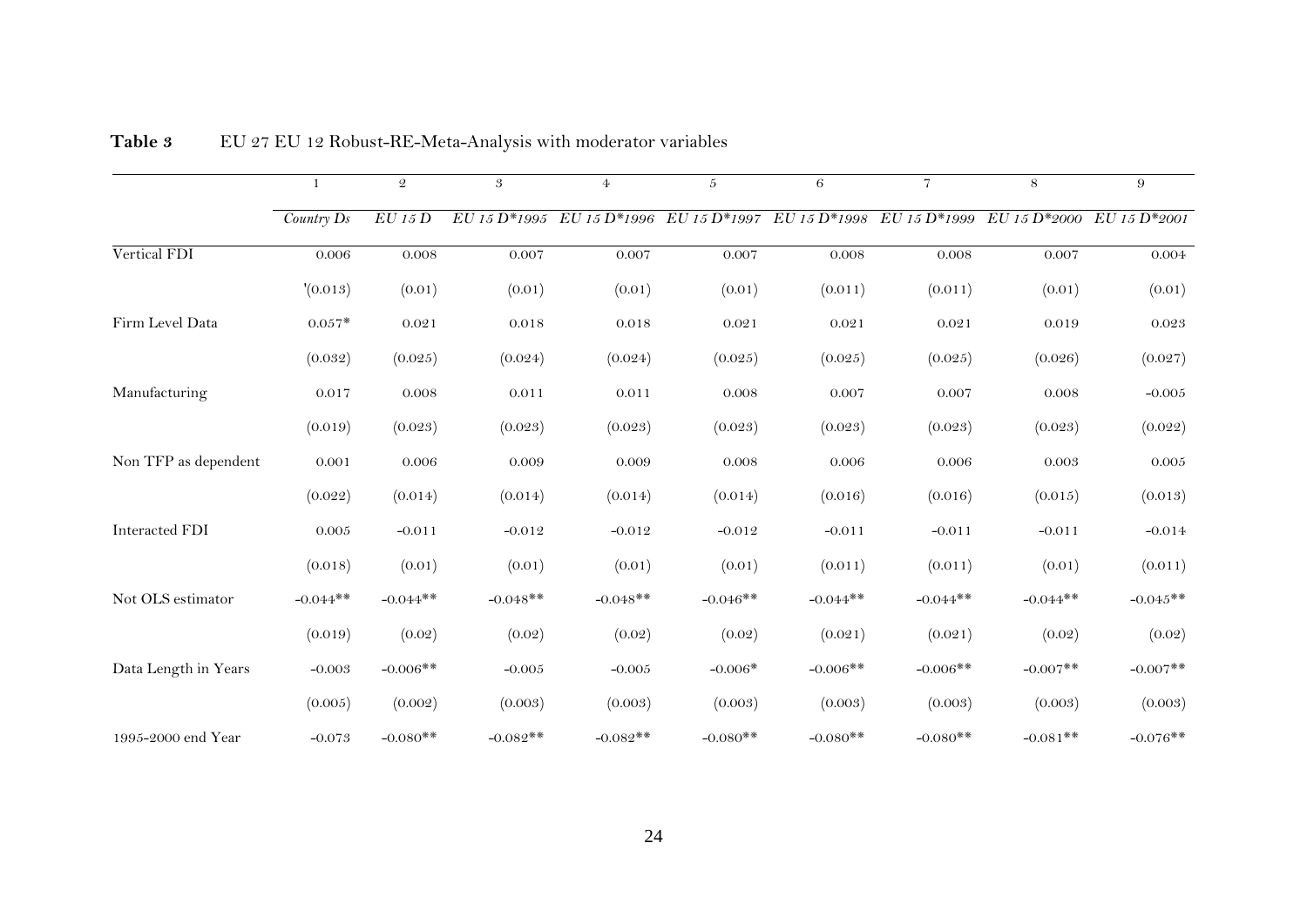**Table 3** EU 27 EU 12 Robust-RE-Meta-Analysis with moderator variables

| | 1 | 2 | 3 | 4 | 5 | 6 | 7 | 8 | 9 |
|---|---|---|---|---|---|---|---|---|---|
| | *Country Ds* | *EU 15 D* | *EU 15 D*1995* | *EU 15 D*1996* | *EU 15 D*1997* | *EU 15 D*1998* | *EU 15 D*1999* | *EU 15 D*2000* | *EU 15 D*2001* |
| Vertical FDI | 0.006 | 0.008 | 0.007 | 0.007 | 0.007 | 0.008 | 0.008 | 0.007 | 0.004 |
| | '(0.013) | (0.01) | (0.01) | (0.01) | (0.01) | (0.011) | (0.011) | (0.01) | (0.01) |
| Firm Level Data | 0.057* | 0.021 | 0.018 | 0.018 | 0.021 | 0.021 | 0.021 | 0.019 | 0.023 |
| | (0.032) | (0.025) | (0.024) | (0.024) | (0.025) | (0.025) | (0.025) | (0.026) | (0.027) |
| Manufacturing | 0.017 | 0.008 | 0.011 | 0.011 | 0.008 | 0.007 | 0.007 | 0.008 | -0.005 |
| | (0.019) | (0.023) | (0.023) | (0.023) | (0.023) | (0.023) | (0.023) | (0.023) | (0.022) |
| Non TFP as dependent | 0.001 | 0.006 | 0.009 | 0.009 | 0.008 | 0.006 | 0.006 | 0.003 | 0.005 |
| | (0.022) | (0.014) | (0.014) | (0.014) | (0.014) | (0.016) | (0.016) | (0.015) | (0.013) |
| Interacted FDI | 0.005 | -0.011 | -0.012 | -0.012 | -0.012 | -0.011 | -0.011 | -0.011 | -0.014 |
| | (0.018) | (0.01) | (0.01) | (0.01) | (0.01) | (0.011) | (0.011) | (0.01) | (0.011) |
| Not OLS estimator | -0.044** | -0.044** | -0.048** | -0.048** | -0.046** | -0.044** | -0.044** | -0.044** | -0.045** |
| | (0.019) | (0.02) | (0.02) | (0.02) | (0.02) | (0.021) | (0.021) | (0.02) | (0.02) |
| Data Length in Years | -0.003 | -0.006** | -0.005 | -0.005 | -0.006* | -0.006** | -0.006** | -0.007** | -0.007** |
| | (0.005) | (0.002) | (0.003) | (0.003) | (0.003) | (0.003) | (0.003) | (0.003) | (0.003) |
| 1995-2000 end Year | -0.073 | -0.080** | -0.082** | -0.082** | -0.080** | -0.080** | -0.080** | -0.081** | -0.076** |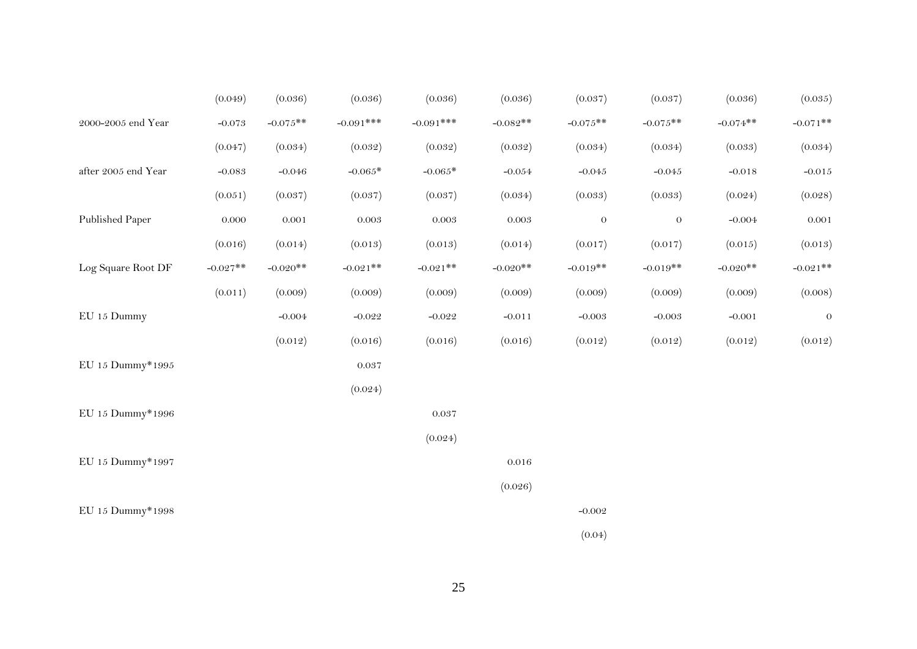| | | | | | | | | | |
|---|---|---|---|---|---|---|---|---|---|
| | (0.049) | (0.036) | (0.036) | (0.036) | (0.036) | (0.037) | (0.037) | (0.036) | (0.035) |
| 2000-2005 end Year | -0.073 | -0.075** | -0.091*** | -0.091*** | -0.082** | -0.075** | -0.075** | -0.074** | -0.071** |
| | (0.047) | (0.034) | (0.032) | (0.032) | (0.032) | (0.034) | (0.034) | (0.033) | (0.034) |
| after 2005 end Year | -0.083 | -0.046 | -0.065* | -0.065* | -0.054 | -0.045 | -0.045 | -0.018 | -0.015 |
| | (0.051) | (0.037) | (0.037) | (0.037) | (0.034) | (0.033) | (0.033) | (0.024) | (0.028) |
| Published Paper | 0.000 | 0.001 | 0.003 | 0.003 | 0.003 | 0 | 0 | -0.004 | 0.001 |
| | (0.016) | (0.014) | (0.013) | (0.013) | (0.014) | (0.017) | (0.017) | (0.015) | (0.013) |
| Log Square Root DF | -0.027** | -0.020** | -0.021** | -0.021** | -0.020** | -0.019** | -0.019** | -0.020** | -0.021** |
| | (0.011) | (0.009) | (0.009) | (0.009) | (0.009) | (0.009) | (0.009) | (0.009) | (0.008) |
| EU 15 Dummy | | -0.004 | -0.022 | -0.022 | -0.011 | -0.003 | -0.003 | -0.001 | 0 |
| | | (0.012) | (0.016) | (0.016) | (0.016) | (0.012) | (0.012) | (0.012) | (0.012) |
| EU 15 Dummy*1995 | | | 0.037 | | | | | | |
| | | | (0.024) | | | | | | |
| EU 15 Dummy*1996 | | | | 0.037 | | | | | |
| | | | | (0.024) | | | | | |
| EU 15 Dummy*1997 | | | | | 0.016 | | | | |
| | | | | | (0.026) | | | | |
| EU 15 Dummy*1998 | | | | | | -0.002 | | | |
| | | | | | | (0.04) | | | |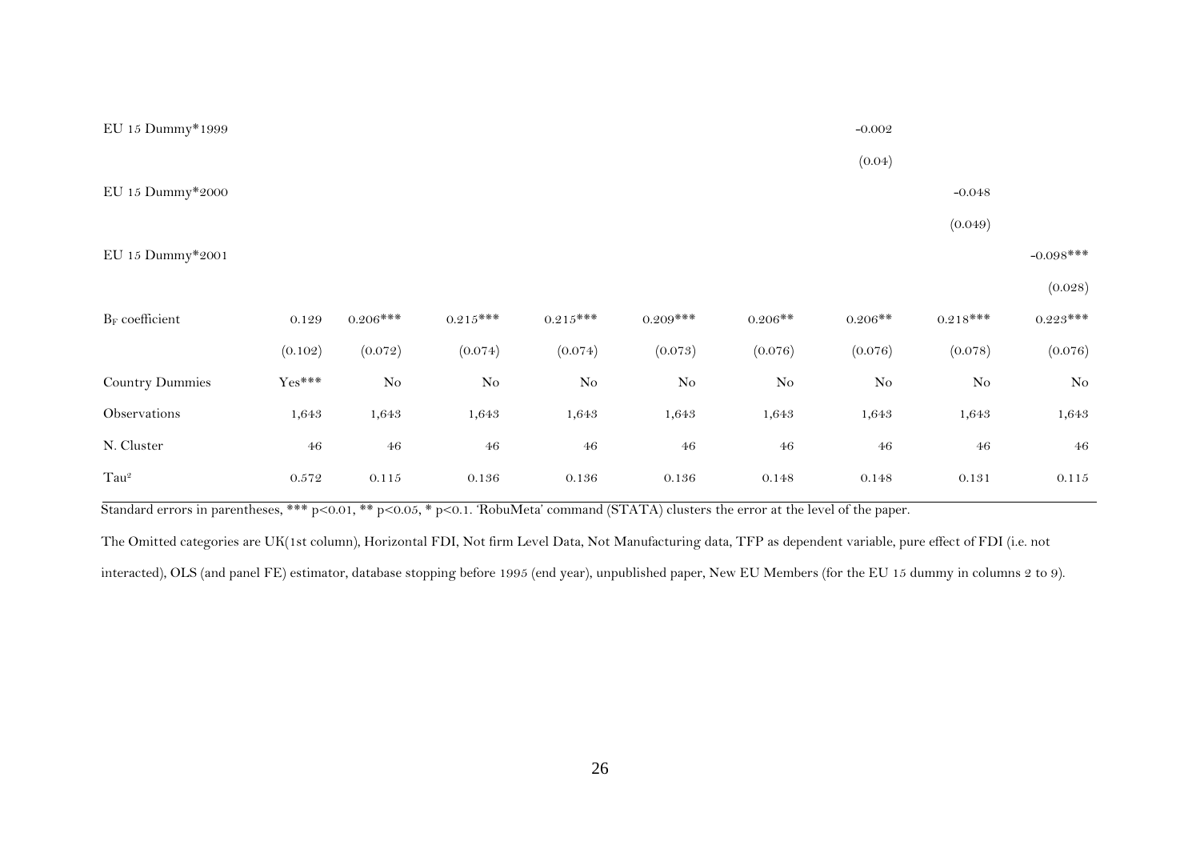| | | | | | | | | | |
|---|---|---|---|---|---|---|---|---|---|
| EU 15 Dummy*1999 | | | | | | | -0.002 | | |
| | | | | | | | (0.04) | | |
| EU 15 Dummy*2000 | | | | | | | | -0.048 | |
| | | | | | | | | (0.049) | |
| EU 15 Dummy*2001 | | | | | | | | | -0.098*** |
| | | | | | | | | | (0.028) |
| $B_F$ coefficient | 0.129 | 0.206*** | 0.215*** | 0.215*** | 0.209*** | 0.206** | 0.206** | 0.218*** | 0.223*** |
| | (0.102) | (0.072) | (0.074) | (0.074) | (0.073) | (0.076) | (0.076) | (0.078) | (0.076) |
| Country Dummies | Yes*** | No | No | No | No | No | No | No | No |
| Observations | 1,643 | 1,643 | 1,643 | 1,643 | 1,643 | 1,643 | 1,643 | 1,643 | 1,643 |
| N. Cluster | 46 | 46 | 46 | 46 | 46 | 46 | 46 | 46 | 46 |
| $Tau^2$ | 0.572 | 0.115 | 0.136 | 0.136 | 0.136 | 0.148 | 0.148 | 0.131 | 0.115 |

Standard errors in parentheses, *** p<0.01, ** p<0.05, * p<0.1. 'RobuMeta' command (STATA) clusters the error at the level of the paper.

The Omitted categories are UK(1st column), Horizontal FDI, Not firm Level Data, Not Manufacturing data, TFP as dependent variable, pure effect of FDI (i.e. not interacted), OLS (and panel FE) estimator, database stopping before 1995 (end year), unpublished paper, New EU Members (for the EU 15 dummy in columns 2 to 9).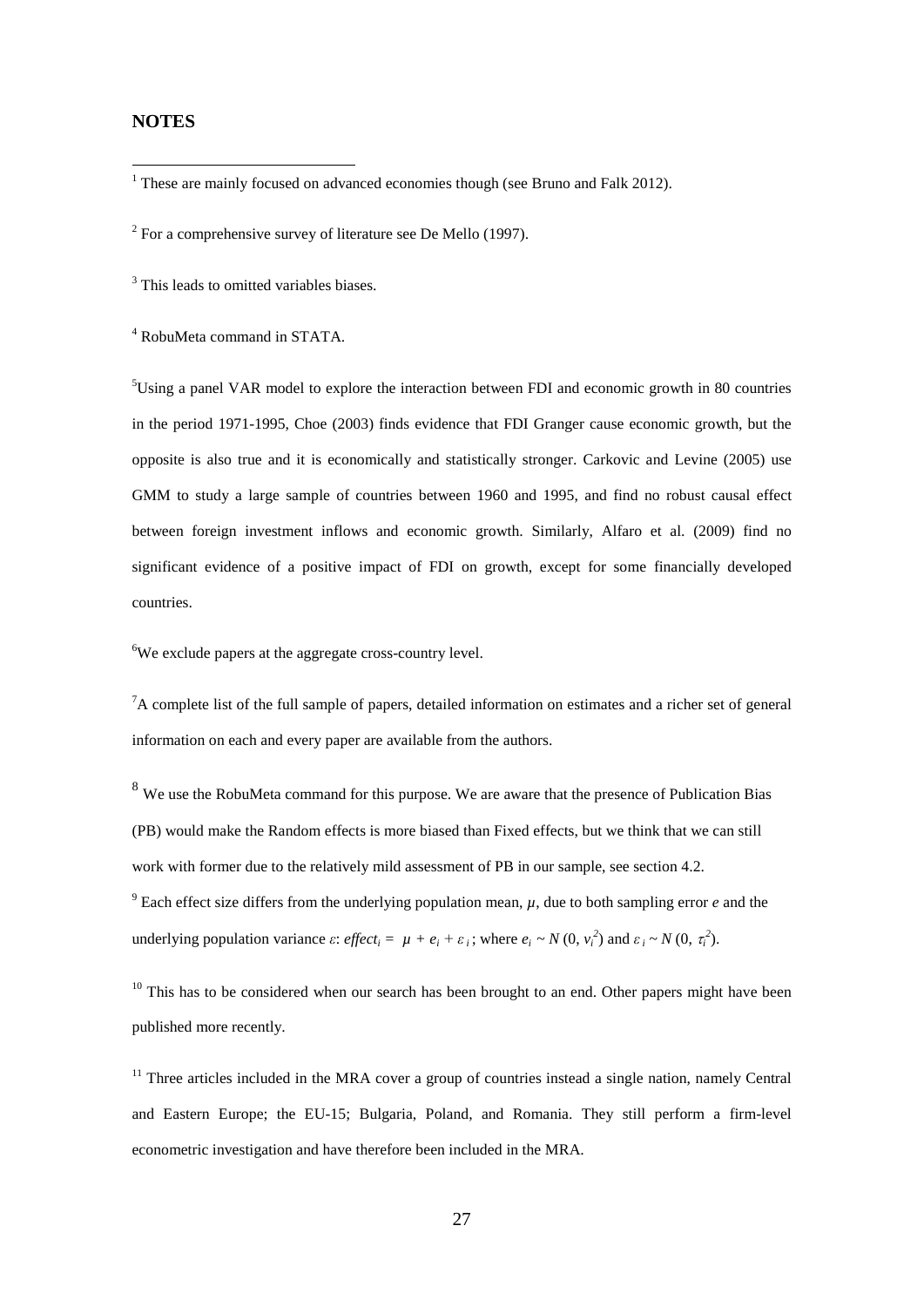## NOTES

[1] These are mainly focused on advanced economies though (see Bruno and Falk 2012).

[2] For a comprehensive survey of literature see De Mello (1997).

[3] This leads to omitted variables biases.

[4] RobuMeta command in STATA.

[5] Using a panel VAR model to explore the interaction between FDI and economic growth in 80 countries in the period 1971-1995, Choe (2003) finds evidence that FDI Granger cause economic growth, but the opposite is also true and it is economically and statistically stronger. Carkovic and Levine (2005) use GMM to study a large sample of countries between 1960 and 1995, and find no robust causal effect between foreign investment inflows and economic growth. Similarly, Alfaro et al. (2009) find no significant evidence of a positive impact of FDI on growth, except for some financially developed countries.

[6] We exclude papers at the aggregate cross-country level.

[7] A complete list of the full sample of papers, detailed information on estimates and a richer set of general information on each and every paper are available from the authors.

[8] We use the RobuMeta command for this purpose. We are aware that the presence of Publication Bias (PB) would make the Random effects is more biased than Fixed effects, but we think that we can still work with former due to the relatively mild assessment of PB in our sample, see section 4.2.

[9] Each effect size differs from the underlying population mean, $\mu$, due to both sampling error $e$ and the underlying population variance $\varepsilon$: $effect_i = \mu + e_i + \varepsilon_i$; where $e_i \sim N(0, v_i^2)$ and $\varepsilon_i \sim N(0, \tau_i^2)$.

[10] This has to be considered when our search has been brought to an end. Other papers might have been published more recently.

[11] Three articles included in the MRA cover a group of countries instead a single nation, namely Central and Eastern Europe; the EU-15; Bulgaria, Poland, and Romania. They still perform a firm-level econometric investigation and have therefore been included in the MRA.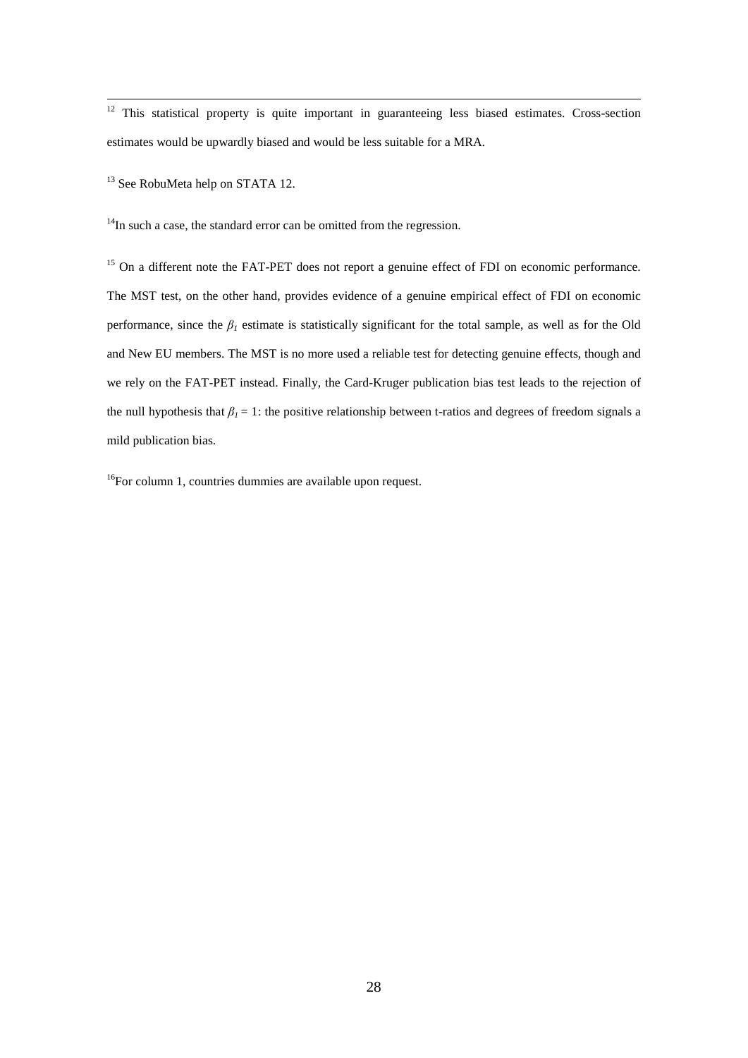[12] This statistical property is quite important in guaranteeing less biased estimates. Cross-section estimates would be upwardly biased and would be less suitable for a MRA.

[13] See RobuMeta help on STATA 12.

[14] In such a case, the standard error can be omitted from the regression.

[15] On a different note the FAT-PET does not report a genuine effect of FDI on economic performance. The MST test, on the other hand, provides evidence of a genuine empirical effect of FDI on economic performance, since the $\beta_1$ estimate is statistically significant for the total sample, as well as for the Old and New EU members. The MST is no more used a reliable test for detecting genuine effects, though and we rely on the FAT-PET instead. Finally, the Card-Kruger publication bias test leads to the rejection of the null hypothesis that $\beta_1 = 1$: the positive relationship between t-ratios and degrees of freedom signals a mild publication bias.

[16] For column 1, countries dummies are available upon request.